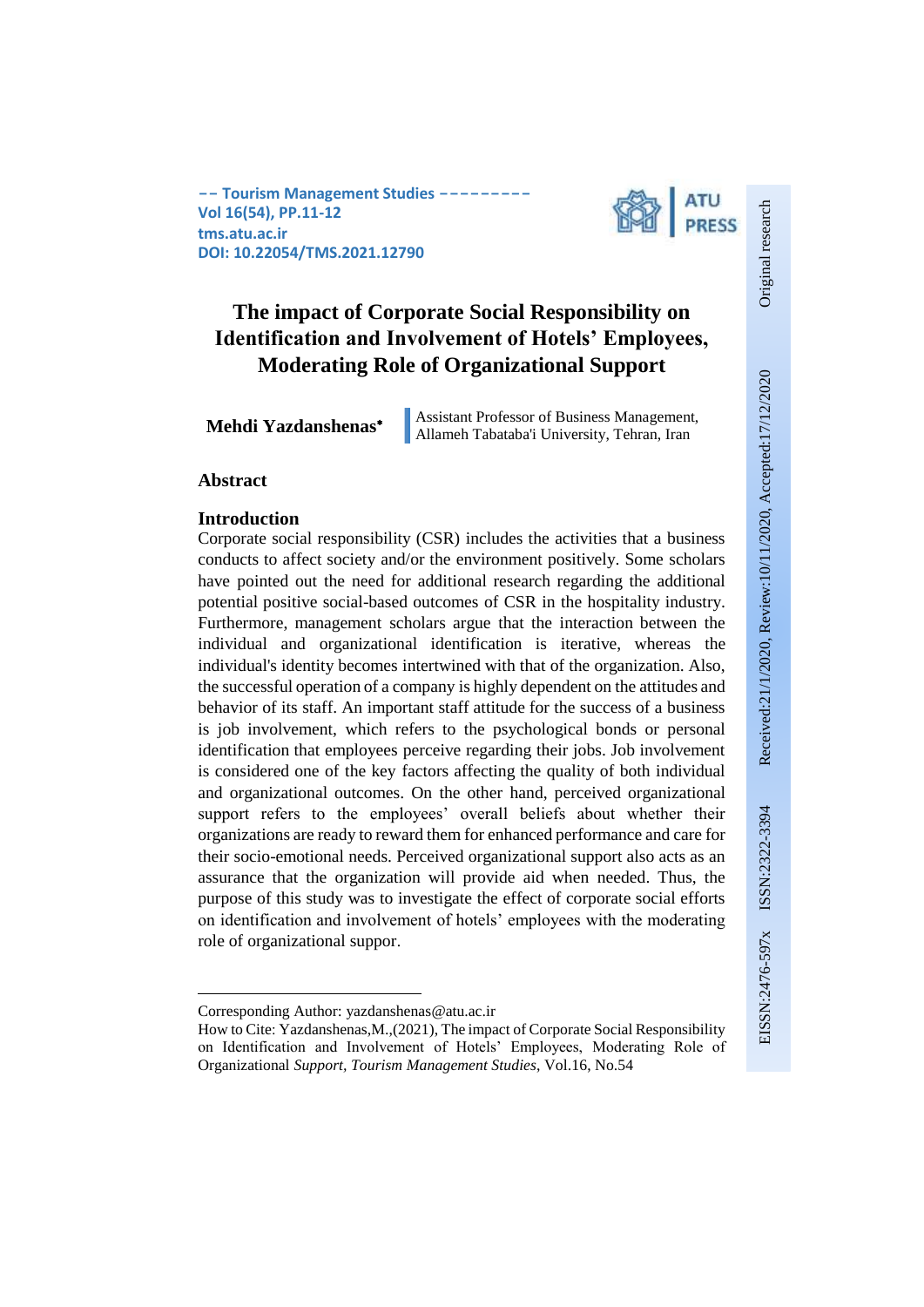-- Tourism Management Studies ---------
Vol 16(54), PP.11-12
tms.atu.ac.ir
DOI: 10.22054/TMS.2021.12790

Original research

Received:21/1/2020, Review:10/11/2020, Accepted:17/12/2020

ISSN:2322-3394

EISSN:2476-597x

# The impact of Corporate Social Responsibility on Identification and Involvement of Hotels' Employees, Moderating Role of Organizational Support

**Mehdi Yazdanshenas***

Assistant Professor of Business Management, Allameh Tabataba'i University, Tehran, Iran

## Abstract

### Introduction

Corporate social responsibility (CSR) includes the activities that a business conducts to affect society and/or the environment positively. Some scholars have pointed out the need for additional research regarding the additional potential positive social-based outcomes of CSR in the hospitality industry. Furthermore, management scholars argue that the interaction between the individual and organizational identification is iterative, whereas the individual's identity becomes intertwined with that of the organization. Also, the successful operation of a company is highly dependent on the attitudes and behavior of its staff. An important staff attitude for the success of a business is job involvement, which refers to the psychological bonds or personal identification that employees perceive regarding their jobs. Job involvement is considered one of the key factors affecting the quality of both individual and organizational outcomes. On the other hand, perceived organizational support refers to the employees' overall beliefs about whether their organizations are ready to reward them for enhanced performance and care for their socio-emotional needs. Perceived organizational support also acts as an assurance that the organization will provide aid when needed. Thus, the purpose of this study was to investigate the effect of corporate social efforts on identification and involvement of hotels' employees with the moderating role of organizational suppor.

---

Corresponding Author: yazdanshenas@atu.ac.ir

How to Cite: Yazdanshenas,M.,(2021), The impact of Corporate Social Responsibility on Identification and Involvement of Hotels' Employees, Moderating Role of Organizational *Support, Tourism Management Studies*, Vol.16, No.54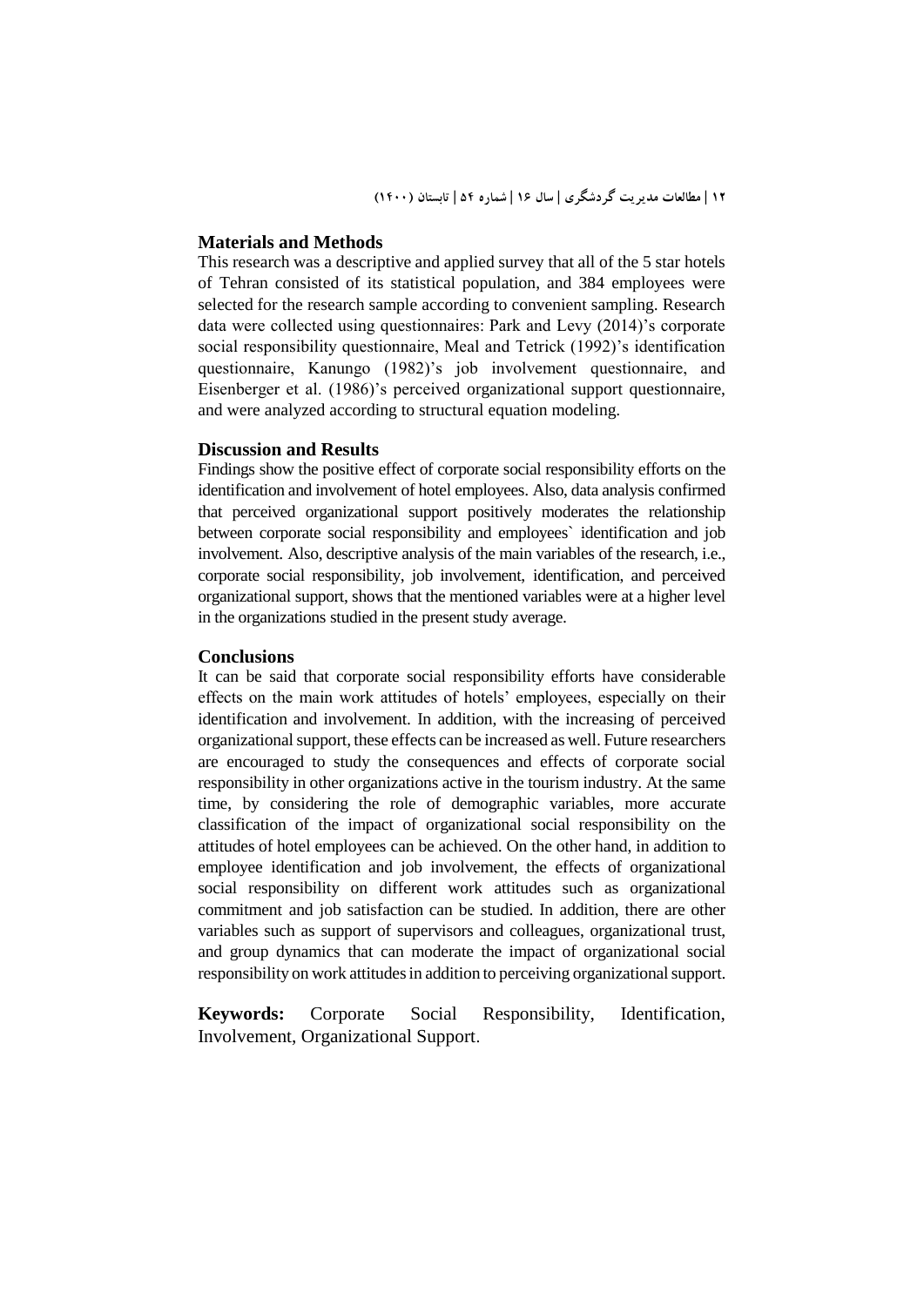## Materials and Methods

This research was a descriptive and applied survey that all of the 5 star hotels of Tehran consisted of its statistical population, and 384 employees were selected for the research sample according to convenient sampling. Research data were collected using questionnaires: Park and Levy (2014)'s corporate social responsibility questionnaire, Meal and Tetrick (1992)'s identification questionnaire, Kanungo (1982)'s job involvement questionnaire, and Eisenberger et al. (1986)'s perceived organizational support questionnaire, and were analyzed according to structural equation modeling.

## Discussion and Results

Findings show the positive effect of corporate social responsibility efforts on the identification and involvement of hotel employees. Also, data analysis confirmed that perceived organizational support positively moderates the relationship between corporate social responsibility and employees` identification and job involvement. Also, descriptive analysis of the main variables of the research, i.e., corporate social responsibility, job involvement, identification, and perceived organizational support, shows that the mentioned variables were at a higher level in the organizations studied in the present study average.

## Conclusions

It can be said that corporate social responsibility efforts have considerable effects on the main work attitudes of hotels' employees, especially on their identification and involvement. In addition, with the increasing of perceived organizational support, these effects can be increased as well. Future researchers are encouraged to study the consequences and effects of corporate social responsibility in other organizations active in the tourism industry. At the same time, by considering the role of demographic variables, more accurate classification of the impact of organizational social responsibility on the attitudes of hotel employees can be achieved. On the other hand, in addition to employee identification and job involvement, the effects of organizational social responsibility on different work attitudes such as organizational commitment and job satisfaction can be studied. In addition, there are other variables such as support of supervisors and colleagues, organizational trust, and group dynamics that can moderate the impact of organizational social responsibility on work attitudes in addition to perceiving organizational support.

**Keywords:** Corporate Social Responsibility, Identification, Involvement, Organizational Support.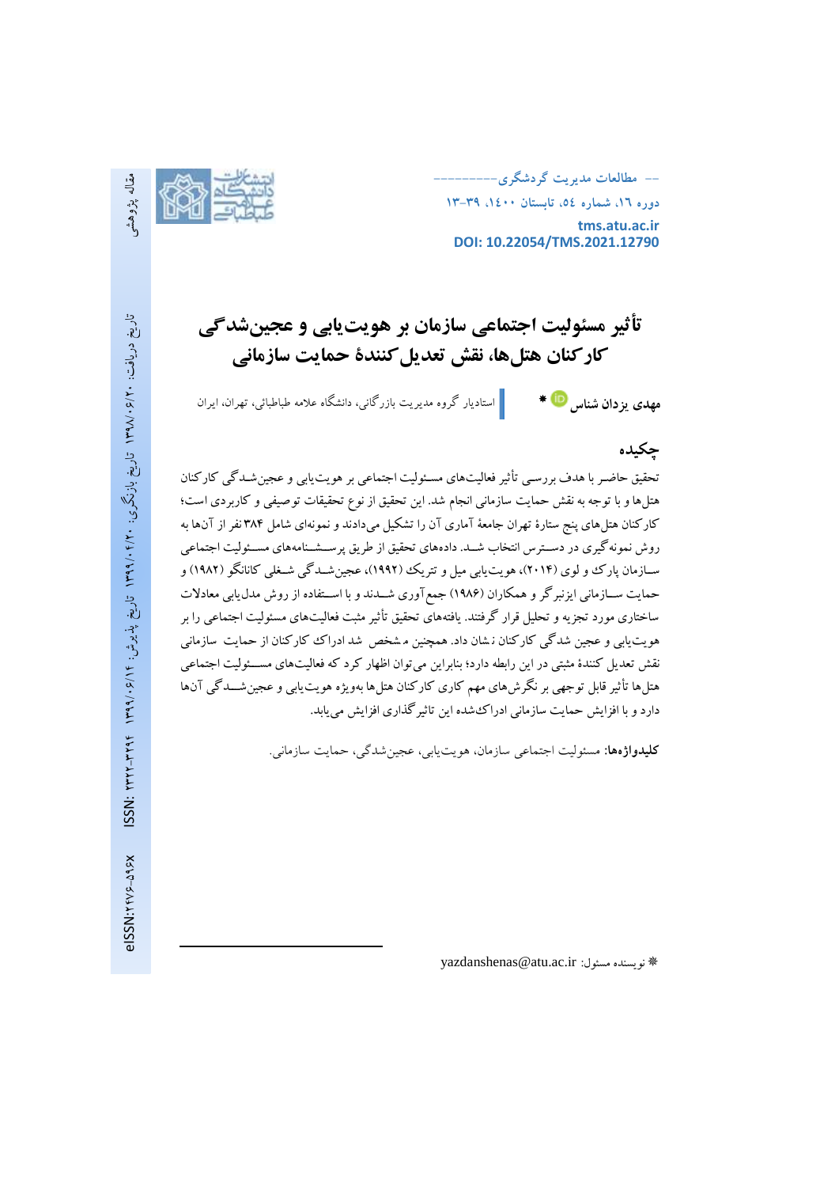# تأثیر مسئولیت اجتماعی سازمان بر هویت‌یابی و عجین‌شدگی کارکنان هتل‌ها، نقش تعدیل‌کنندهٔ حمایت سازمانی

**مهدی یزدان شناس** * استادیار گروه مدیریت بازرگانی، دانشگاه علامه طباطبائی، تهران، ایران

## چکیده

تحقیق حاضر با هدف بررسی تأثیر فعالیت‌های مسئولیت اجتماعی بر هویت‌یابی و عجین‌شدگی کارکنان هتل‌ها و با توجه به نقش حمایت سازمانی انجام شد. این تحقیق از نوع تحقیقات توصیفی و کاربردی است؛ کارکنان هتل‌های پنج ستارهٔ تهران جامعهٔ آماری آن را تشکیل می‌دادند و نمونه‌ای شامل ۳۸۴ نفر از آن‌ها به روش نمونه‌گیری در دسترس انتخاب شد. داده‌های تحقیق از طریق پرسشنامه‌های مسئولیت اجتماعی سازمان پارک و لوی (۲۰۱۴)، هویت‌یابی میل و تتریک (۱۹۹۲)، عجین‌شدگی شغلی کانانگو (۱۹۸۲) و حمایت سازمانی ایزنبرگر و همکاران (۱۹۸۶) جمع‌آوری شدند و با استفاده از روش مدل‌یابی معادلات ساختاری مورد تجزیه و تحلیل قرار گرفتند. یافته‌های تحقیق تأثیر مثبت فعالیت‌های مسئولیت اجتماعی را بر هویت‌یابی و عجین شدگی کارکنان نشان داد. همچنین مشخص شد ادراک کارکنان از حمایت سازمانی نقش تعدیل کنندهٔ مثبتی در این رابطه دارد؛ بنابراین می‌توان اظهار کرد که فعالیت‌های مسئولیت اجتماعی هتل‌ها تأثیر قابل توجهی بر نگرش‌های مهم کاری کارکنان هتل‌ها به‌ویژه هویت‌یابی و عجین‌شدگی آن‌ها دارد و با افزایش حمایت سازمانی ادراک‌شده این تاثیرگذاری افزایش می‌یابد.

**کلیدواژه‌ها:** مسئولیت اجتماعی سازمان، هویت‌یابی، عجین‌شدگی، حمایت سازمانی.

مقاله پژوهشی

تاریخ دریافت: ۱۳۹۸/۰۶/۲۰ تاریخ بازنگری: ۱۳۹۹/۰۴/۲۰ تاریخ پذیرش: ۱۳۹۹/۰۶/۱۴

ISSN: ۲۳۲۲-۳۲۹۴ eISSN: ۲۴۷۶-۵۹۶X

* نویسنده مسئول: yazdanshenas@atu.ac.ir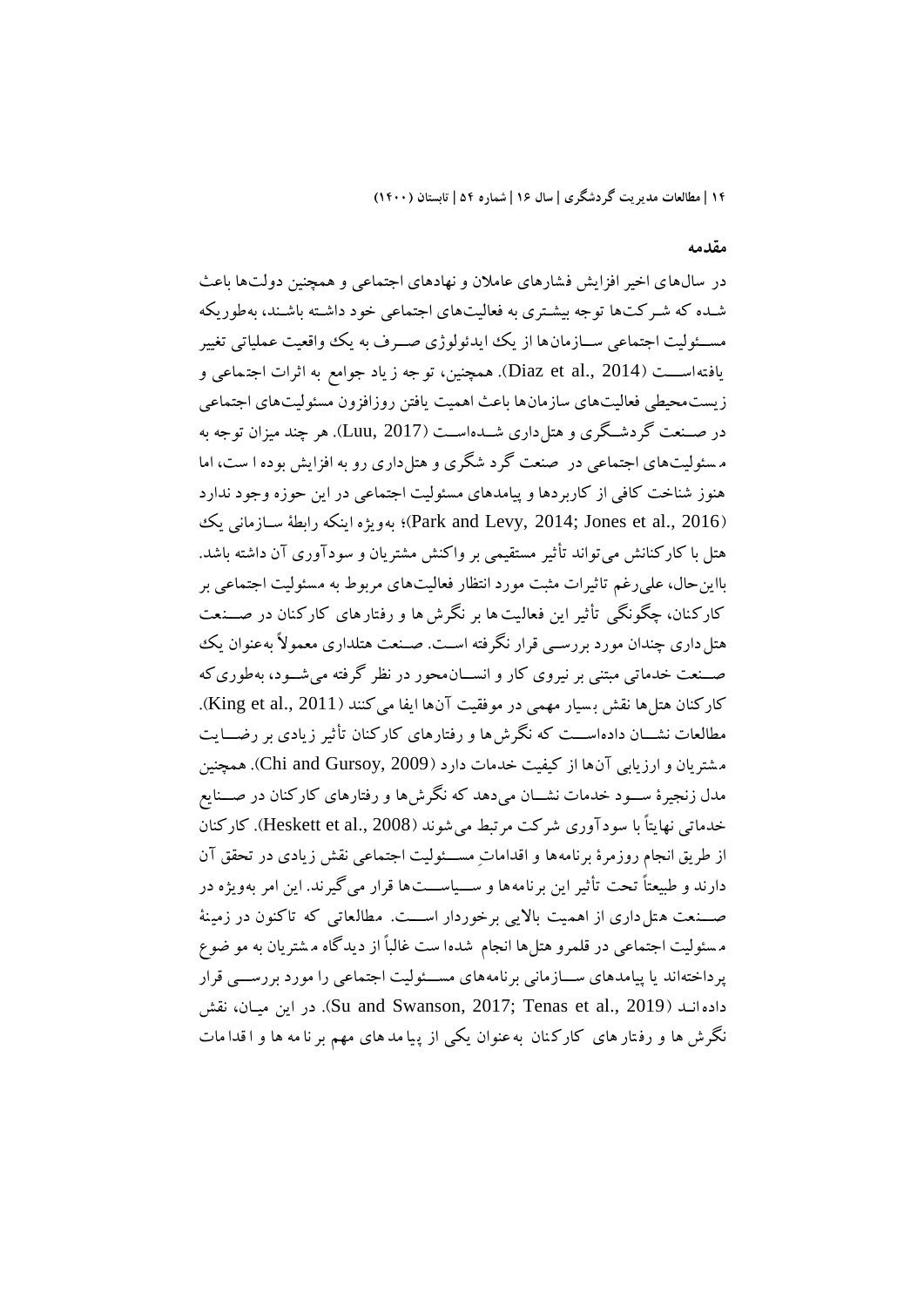## مقدمه

در سال‌های اخیر افزایش فشارهای عاملان و نهادهای اجتماعی و همچنین دولت‌ها باعث شده که شرکت‌ها توجه بیشتری به فعالیت‌های اجتماعی خود داشته باشند، به‌طوریکه مسئولیت اجتماعی سازمان‌ها از یک ایدئولوژی صرف به یک واقعیت عملیاتی تغییر یافته‌است (Diaz et al., 2014). همچنین، توجه زیاد جوامع به اثرات اجتماعی و زیست‌محیطی فعالیت‌های سازمان‌ها باعث اهمیت یافتن روزافزون مسئولیت‌های اجتماعی در صنعت گردشگری و هتل‌داری شده‌است (Luu, 2017). هر چند میزان توجه به مسئولیت‌های اجتماعی در صنعت گردشگری و هتل‌داری رو به افزایش بوده است، اما هنوز شناخت کافی از کاربردها و پیامدهای مسئولیت اجتماعی در این حوزه وجود ندارد (Park and Levy, 2014; Jones et al., 2016)؛ به‌ویژه اینکه رابطهٔ سازمانی یک هتل با کارکنانش می‌تواند تأثیر مستقیمی بر واکنش مشتریان و سودآوری آن داشته باشد. بااین‌حال، علی‌رغم تاثیرات مثبت مورد انتظار فعالیت‌های مربوط به مسئولیت اجتماعی بر کارکنان، چگونگی تأثیر این فعالیت‌ها بر نگرش‌ها و رفتارهای کارکنان در صنعت هتل‌داری چندان مورد بررسی قرار نگرفته است. صنعت هتلداری معمولاً به‌عنوان یک صنعت خدماتی مبتنی بر نیروی کار و انسان‌محور در نظر گرفته می‌شود، به‌طوری‌که کارکنان هتل‌ها نقش بسیار مهمی در موفقیت آن‌ها ایفا می‌کنند (King et al., 2011). مطالعات نشان داده‌است که نگرش‌ها و رفتارهای کارکنان تأثیر زیادی بر رضایت مشتریان و ارزیابی آن‌ها از کیفیت خدمات دارد (Chi and Gursoy, 2009). همچنین مدل زنجیرهٔ سود خدمات نشان می‌دهد که نگرش‌ها و رفتارهای کارکنان در صنایع خدماتی نهایتاً با سودآوری شرکت مرتبط می‌شوند (Heskett et al., 2008). کارکنان از طریق انجام روزمرهٔ برنامه‌ها و اقداماتِ مسئولیت اجتماعی نقش زیادی در تحقق آن دارند و طبیعتاً تحت تأثیر این برنامه‌ها و سیاست‌ها قرار می‌گیرند. این امر به‌ویژه در صنعت هتل‌داری از اهمیت بالایی برخوردار است. مطالعاتی که تاکنون در زمینهٔ مسئولیت اجتماعی در قلمرو هتل‌ها انجام شده‌است غالباً از دیدگاه مشتریان به موضوع پرداخته‌اند یا پیامدهای سازمانی برنامه‌های مسئولیت اجتماعی را مورد بررسی قرار داده‌اند (Su and Swanson, 2017; Tenas et al., 2019). در این میان، نقش نگرش‌ها و رفتارهای کارکنان به‌عنوان یکی از پیامدهای مهم برنامه‌ها و اقدامات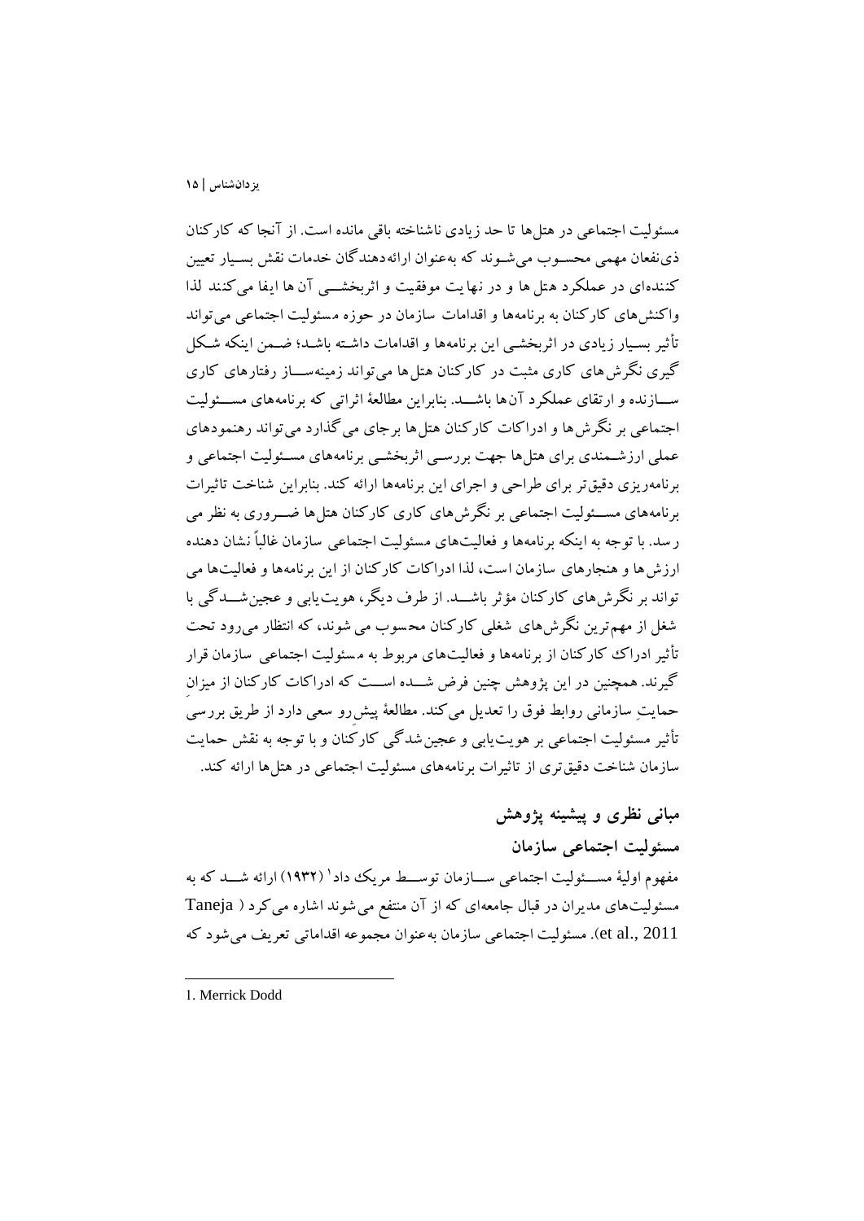مسئولیت اجتماعی در هتل‌ها تا حد زیادی ناشناخته باقی مانده است. از آنجا که کارکنان ذی‌نفعان مهمی محسوب می‌شوند که به‌عنوان ارائه‌دهندگان خدمات نقش بسیار تعیین کننده‌ای در عملکرد هتل‌ها و در نهایت موفقیت و اثربخشی آن‌ها ایفا می‌کنند لذا واکنش‌های کارکنان به برنامه‌ها و اقدامات سازمان در حوزه مسئولیت اجتماعی می‌تواند تأثیر بسیار زیادی در اثربخشی این برنامه‌ها و اقدامات داشته باشد؛ ضمن اینکه شکل گیری نگرش‌های کاری مثبت در کارکنان هتل‌ها می‌تواند زمینه‌ساز رفتارهای کاری سازنده و ارتقای عملکرد آن‌ها باشد. بنابراین مطالعهٔ اثراتی که برنامه‌های مسئولیت اجتماعی بر نگرش‌ها و ادراکات کارکنان هتل‌ها برجای می‌گذارد می‌تواند رهنمودهای عملی ارزشمندی برای هتل‌ها جهت بررسی اثربخشی برنامه‌های مسئولیت اجتماعی و برنامه‌ریزی دقیق‌تر برای طراحی و اجرای این برنامه‌ها ارائه کند. بنابراین شناخت تاثیرات برنامه‌های مسئولیت اجتماعی بر نگرش‌های کاری کارکنان هتل‌ها ضروری به نظر می رسد. با توجه به اینکه برنامه‌ها و فعالیت‌های مسئولیت اجتماعی سازمان غالباً نشان دهنده ارزش‌ها و هنجارهای سازمان است، لذا ادراکات کارکنان از این برنامه‌ها و فعالیت‌ها می تواند بر نگرش‌های کارکنان مؤثر باشد. از طرف دیگر، هویت‌یابی و عجین‌شدگی با شغل از مهم‌ترین نگرش‌های شغلی کارکنان محسوب می شوند، که انتظار می‌رود تحت تأثیر ادراک کارکنان از برنامه‌ها و فعالیت‌های مربوط به مسئولیت اجتماعی سازمان قرار گیرند. همچنین در این پژوهش چنین فرض شده است که ادراکات کارکنان از میزانِ حمایتِ سازمانی روابط فوق را تعدیل می‌کند. مطالعهٔ پیش‌رو سعی دارد از طریق بررسی تأثیر مسئولیت اجتماعی بر هویت‌یابی و عجین‌شدگی کارکنان و با توجه به نقش حمایت سازمان شناخت دقیق‌تری از تاثیرات برنامه‌های مسئولیت اجتماعی در هتل‌ها ارائه کند.

## مبانی نظری و پیشینه پژوهش

### مسئولیت اجتماعی سازمان

مفهوم اولیهٔ مسئولیت اجتماعی سازمان توسط مریک داد[1] (۱۹۳۲) ارائه شد که به مسئولیت‌های مدیران در قبال جامعه‌ای که از آن منتفع می‌شوند اشاره می‌کرد (Taneja et al., 2011). مسئولیت اجتماعی سازمان به‌عنوان مجموعه اقداماتی تعریف می‌شود که

---

1. Merrick Dodd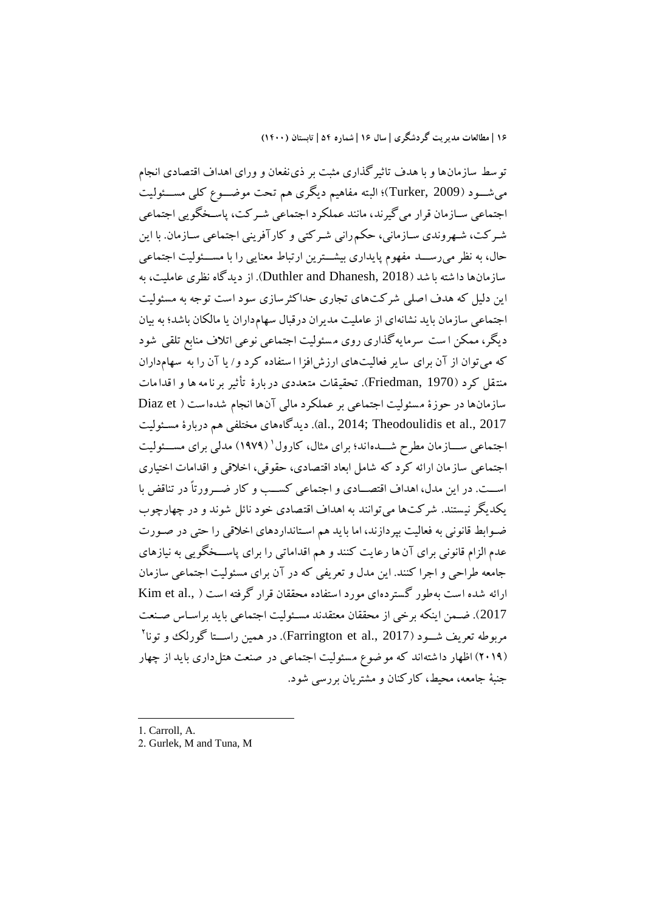توسط سازمان‌ها و با هدف تاثیرگذاری مثبت بر ذی‌نفعان و ورای اهداف اقتصادی انجام می‌شود (Turker, 2009)؛ البته مفاهیم دیگری هم تحت موضوع کلی مسئولیت اجتماعی سازمان قرار می‌گیرند، مانند عملکرد اجتماعی شرکت، پاسخگویی اجتماعی شرکت، شهروندی سازمانی، حکم‌رانی شرکتی و کارآفرینی اجتماعی سازمان. با این حال، به نظر می‌رسد مفهوم پایداری بیشترین ارتباط معنایی را با مسئولیت اجتماعی سازمان‌ها داشته باشد (Duthler and Dhanesh, 2018). از دیدگاه نظری عاملیت، به این دلیل که هدف اصلی شرکت‌های تجاری حداکثرسازی سود است توجه به مسئولیت اجتماعی سازمان باید نشانه‌ای از عاملیت مدیران درقبال سهام‌داران یا مالکان باشد؛ به بیان دیگر، ممکن است سرمایه‌گذاری روی مسئولیت اجتماعی نوعی اتلاف منابع تلقی شود که می‌توان از آن برای سایر فعالیت‌های ارزش‌افزا استفاده کرد و/ یا آن را به سهام‌داران منتقل کرد (Friedman, 1970). تحقیقات متعددی دربارهٔ تأثیر برنامه‌ها و اقدامات سازمان‌ها در حوزهٔ مسئولیت اجتماعی بر عملکرد مالی آن‌ها انجام شده‌است (Diaz et al., 2014; Theodoulidis et al., 2017). دیدگاه‌های مختلفی هم دربارهٔ مسئولیت اجتماعی سازمان مطرح شده‌اند؛ برای مثال، کارول[1] (۱۹۷۹) مدلی برای مسئولیت اجتماعی سازمان ارائه کرد که شامل ابعاد اقتصادی، حقوقی، اخلاقی و اقدامات اختیاری است. در این مدل، اهداف اقتصادی و اجتماعی کسب و کار ضرورتاً در تناقض با یکدیگر نیستند. شرکت‌ها می‌توانند به اهداف اقتصادی خود نائل شوند و در چهارچوب ضوابط قانونی به فعالیت بپردازند، اما باید هم استانداردهای اخلاقی را حتی در صورت عدم الزام قانونی برای آن‌ها رعایت کنند و هم اقداماتی را برای پاسخگویی به نیازهای جامعه طراحی و اجرا کنند. این مدل و تعریفی که در آن برای مسئولیت اجتماعی سازمان ارائه شده است به‌طور گسترده‌ای مورد استفاده محققان قرار گرفته است (Kim et al., 2017). ضمن اینکه برخی از محققان معتقدند مسئولیت اجتماعی باید براساس صنعت مربوطه تعریف شود (Farrington et al., 2017). در همین راستا گورلک و تونا[2] (۲۰۱۹) اظهار داشته‌اند که موضوع مسئولیت اجتماعی در صنعت هتل‌داری باید از چهار جنبهٔ جامعه، محیط، کارکنان و مشتریان بررسی شود.

---

1. Carroll, A.
2. Gurlek, M and Tuna, M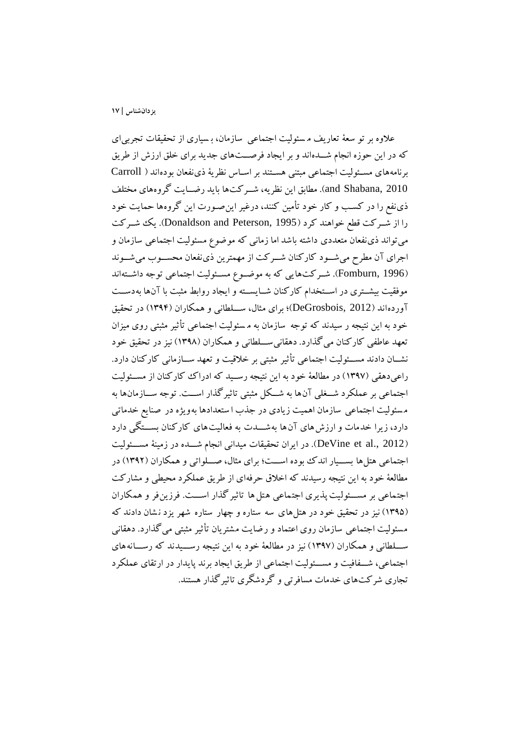علاوه بر توسعهٔ تعاریف مسئولیت اجتماعی سازمان، بسیاری از تحقیقات تجربی‌ای که در این حوزه انجام شده‌اند و بر ایجاد فرصت‌های جدید برای خلق ارزش از طریق برنامه‌های مسئولیت اجتماعی مبتنی هستند بر اساس نظریهٔ ذی‌نفعان بوده‌اند (Carroll and Shabana, 2010). مطابق این نظریه، شرکت‌ها باید رضایت گروه‌های مختلف ذی‌نفع را در کسب و کار خود تأمین کنند، درغیر این‌صورت این گروه‌ها حمایت خود را از شرکت قطع خواهند کرد (Donaldson and Peterson, 1995). یک شرکت می‌تواند ذی‌نفعان متعددی داشته باشد اما زمانی که موضوع مسئولیت اجتماعی سازمان و اجرای آن مطرح می‌شود کارکنان شرکت از مهمترین ذی‌نفعان محسوب می‌شوند (Fomburn, 1996). شرکت‌هایی که به موضوع مسئولیت اجتماعی توجه داشته‌اند موفقیت بیشتری در استخدام کارکنان شایسته و ایجاد روابط مثبت با آن‌ها به‌دست آورده‌اند (DeGrosbois, 2012)؛ برای مثال، سلطانی و همکاران (۱۳۹۴) در تحقیق خود به این نتیجه رسیدند که توجه سازمان به مسئولیت اجتماعی تأثیر مثبتی روی میزان تعهد عاطفی کارکنان می‌گذارد. دهقانی‌سلطانی و همکاران (۱۳۹۸) نیز در تحقیق خود نشان دادند مسئولیت اجتماعی تأثیر مثبتی بر خلاقیت و تعهد سازمانی کارکنان دارد. راعی‌دهقی (۱۳۹۷) در مطالعهٔ خود به این نتیجه رسید که ادراک کارکنان از مسئولیت اجتماعی بر عملکرد شغلی آن‌ها به شکل مثبتی تاثیرگذار است. توجه سازمان‌ها به مسئولیت اجتماعی سازمان اهمیت زیادی در جذب استعدادها به‌ویژه در صنایع خدماتی دارد، زیرا خدمات و ارزش‌های آن‌ها به‌شدت به فعالیت‌های کارکنان بستگی دارد (DeVine et al., 2012). در ایران تحقیقات میدانی انجام شده در زمینهٔ مسئولیت اجتماعی هتل‌ها بسیار اندک بوده است؛ برای مثال، صلواتی و همکاران (۱۳۹۲) در مطالعهٔ خود به این نتیجه رسیدند که اخلاق حرفه‌ای از طریق عملکرد محیطی و مشارکت اجتماعی بر مسئولیت‌پذیری اجتماعی هتل‌ها تاثیرگذار است. فرزین‌فر و همکاران (۱۳۹۵) نیز در تحقیق خود در هتل‌های سه ستاره و چهار ستاره شهر یزد نشان دادند که مسئولیت اجتماعی سازمان روی اعتماد و رضایت مشتریان تأثیر مثبتی می‌گذارد. دهقانی سلطانی و همکاران (۱۳۹۷) نیز در مطالعهٔ خود به این نتیجه رسیدند که رسانه‌های اجتماعی، شفافیت و مسئولیت اجتماعی از طریق ایجاد برند پایدار در ارتقای عملکرد تجاری شرکت‌های خدمات مسافرتی و گردشگری تاثیرگذار هستند.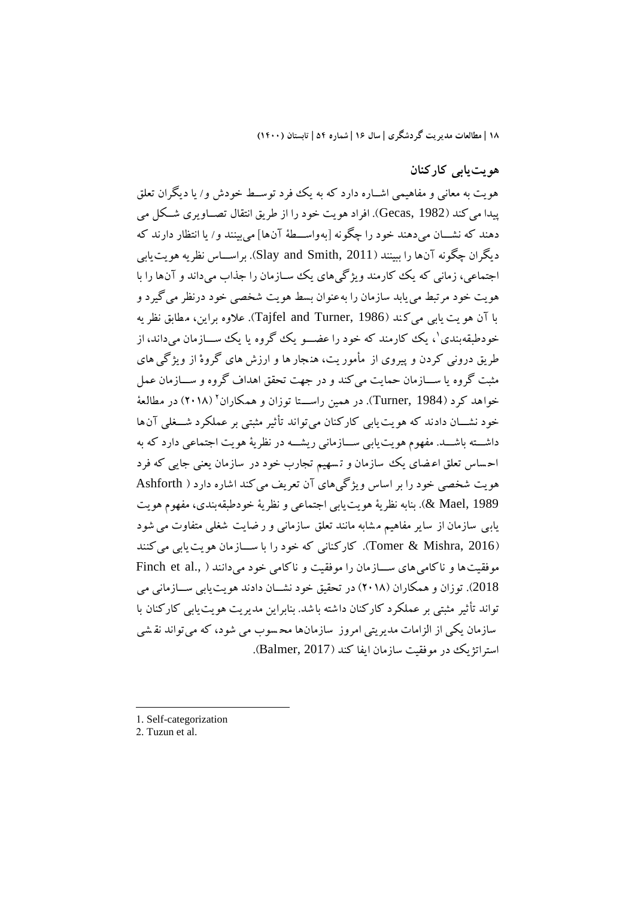## هویت‌یابی کارکنان

هویت به معانی و مفاهیمی اشاره دارد که به یک فرد توسط خودش و/ یا دیگران تعلق پیدا می‌کند (Gecas, 1982). افراد هویت خود را از طریق انتقال تصاویری شکل می دهند که نشان می‌دهند خود را چگونه [به‌واسطهٔ آن‌ها] می‌بینند و/ یا انتظار دارند که دیگران چگونه آن‌ها را ببینند (Slay and Smith, 2011). براساس نظریه هویت‌یابی اجتماعی، زمانی که یک کارمند ویژگی‌های یک سازمان را جذاب می‌داند و آن‌ها را با هویت خود مرتبط می‌یابد سازمان را به‌عنوان بسط هویت شخصی خود درنظر می‌گیرد و با آن هویت یابی می‌کند (Tajfel and Turner, 1986). علاوه براین، مطابق نظریه خودطبقه‌بندی[1]، یک کارمند که خود را عضو یک گروه یا یک سازمان می‌داند، از طریق درونی کردن و پیروی از مأموریت، هنجارها و ارزش های گروه از ویژگی‌های مثبت گروه یا سازمان حمایت می‌کند و در جهت تحقق اهداف گروه و سازمان عمل خواهد کرد (Turner, 1984). در همین راستا توزان و همکاران[2] (۲۰۱۸) در مطالعهٔ خود نشان دادند که هویت‌یابی کارکنان می‌تواند تأثیر مثبتی بر عملکرد شغلی آن‌ها داشته باشد. مفهوم هویت‌یابی سازمانی ریشه در نظریهٔ هویت اجتماعی دارد که به احساس تعلق اعضای یک سازمان و تسهیم تجارب خود در سازمان یعنی جایی که فرد هویت شخصی خود را بر اساس ویژگی‌های آن تعریف می‌کند اشاره دارد ( Ashforth & Mael, 1989). بنابه نظریهٔ هویت‌یابی اجتماعی و نظریهٔ خودطبقه‌بندی، مفهوم هویت یابی سازمان از سایر مفاهیم مشابه مانند تعلق سازمانی و رضایت شغلی متفاوت می شود (Tomer & Mishra, 2016). کارکنانی که خود را با سازمان هویت‌یابی می‌کنند موفقیت‌ها و ناکامی‌های سازمان را موفقیت و ناکامی خود می‌دانند ( Finch et al., 2018). توزان و همکاران (۲۰۱۸) در تحقیق خود نشان دادند هویت‌یابی سازمانی می تواند تأثیر مثبتی بر عملکرد کارکنان داشته باشد. بنابراین مدیریت هویت‌یابی کارکنان با سازمان یکی از الزامات مدیریتی امروز سازمان‌ها محسوب می شود، که می‌تواند نقشی استراتژیک در موفقیت سازمان ایفا کند (Balmer, 2017).

---

1. Self-categorization
2. Tuzun et al.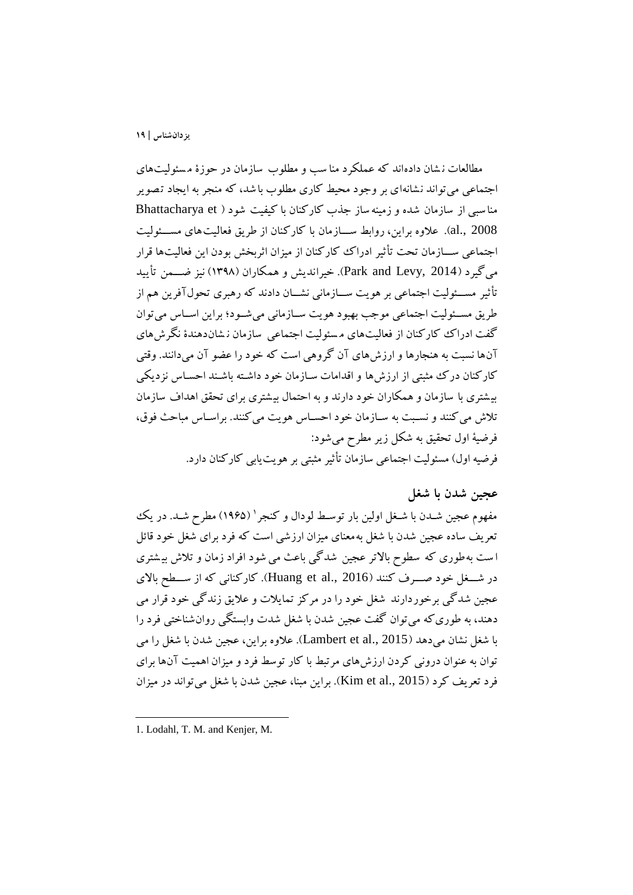مطالعات نشان داده‌اند که عملکرد مناسب و مطلوب سازمان در حوزۀ مسئولیت‌های اجتماعی می‌تواند نشانه‌ای بر وجود محیط کاری مطلوب باشد، که منجر به ایجاد تصویر مناسبی از سازمان شده و زمینه‌ساز جذب کارکنان با کیفیت شود (Bhattacharya et al., 2008). علاوه براین، روابط سازمان با کارکنان از طریق فعالیت‌های مسئولیت اجتماعی سازمان تحت تأثیر ادراک کارکنان از میزان اثربخش بودن این فعالیت‌ها قرار می‌گیرد (Park and Levy, 2014). خیراندیش و همکاران (۱۳۹۸) نیز ضمن تأیید تأثیر مسئولیت اجتماعی بر هویت سازمانی نشان دادند که رهبری تحول‌آفرین هم از طریق مسئولیت اجتماعی موجب بهبود هویت سازمانی می‌شود؛ براین اساس می‌توان گفت ادراک کارکنان از فعالیت‌های مسئولیت اجتماعی سازمان نشان‌دهندۀ نگرش‌های آن‌ها نسبت به هنجارها و ارزش‌های آن گروهی است که خود را عضو آن می‌دانند. وقتی کارکنان درک مثبتی از ارزش‌ها و اقدامات سازمان خود داشته باشند احساس نزدیکی بیشتری با سازمان و همکاران خود دارند و به احتمال بیشتری برای تحقق اهداف سازمان تلاش می‌کنند و نسبت به سازمان خود احساس هویت می‌کنند. براساس مباحث فوق، فرضیۀ اول تحقیق به شکل زیر مطرح می‌شود:

فرضیه اول) مسئولیت اجتماعی سازمان تأثیر مثبتی بر هویت‌یابی کارکنان دارد.

## عجین شدن با شغل

مفهوم عجین شدن با شغل اولین بار توسط لودال و کنجر[1] (۱۹۶۵) مطرح شد. در یک تعریف ساده عجین شدن با شغل به‌معنای میزان ارزشی است که فرد برای شغل خود قائل است به‌طوری که سطوح بالاتر عجین شدگی باعث می شود افراد زمان و تلاش بیشتری در شغل خود صرف کنند (Huang et al., 2016). کارکنانی که از سطح بالای عجین شدگی برخوردارند شغل خود را در مرکز تمایلات و علایق زندگی خود قرار می دهند، به طوری‌که می‌توان گفت عجین شدن با شغل شدت وابستگی روان‌شناختی فرد را با شغل نشان می‌دهد (Lambert et al., 2015). علاوه براین، عجین شدن با شغل را می توان به عنوان درونی کردن ارزش‌های مرتبط با کار توسط فرد و میزان اهمیت آن‌ها برای فرد تعریف کرد (Kim et al., 2015). براین مبنا، عجین شدن با شغل می‌تواند در میزان

---

1. Lodahl, T. M. and Kenjer, M.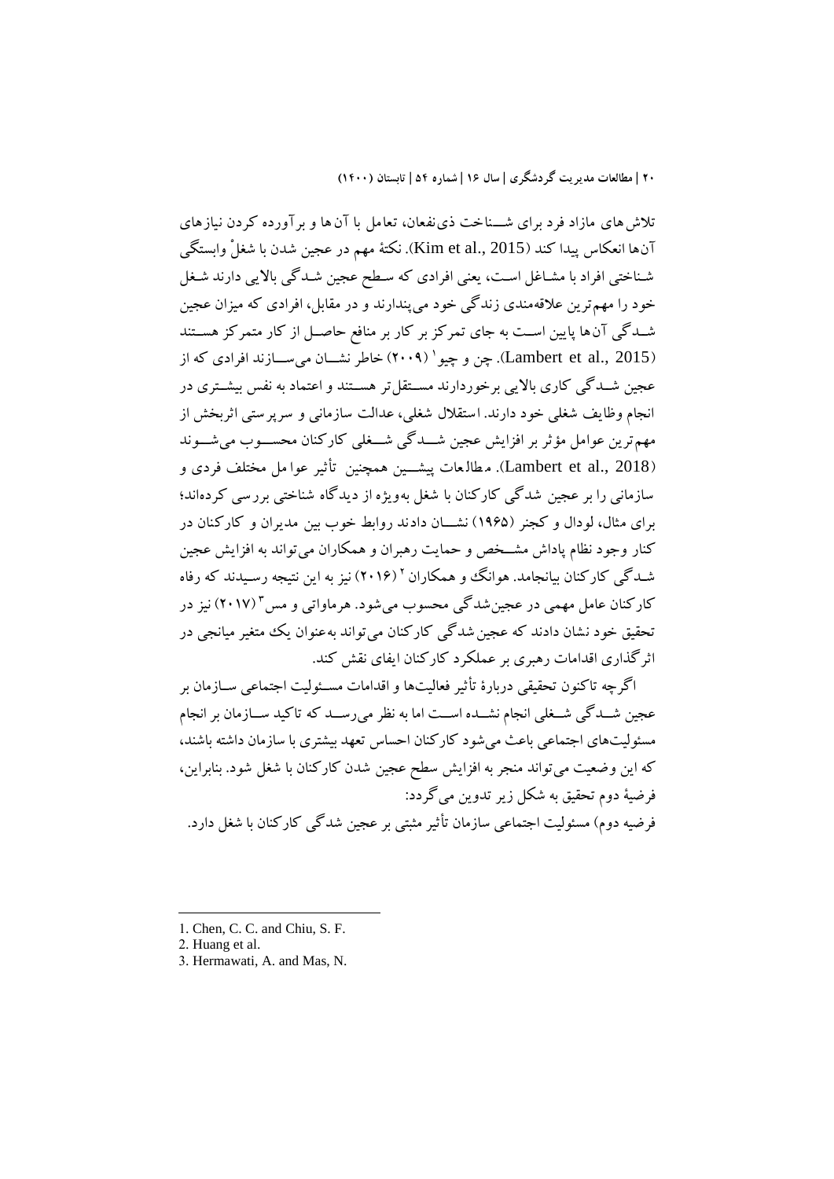تلاش‌های مازاد فرد برای شـــناخت ذی‌نفعان، تعامل با آن‌ها و برآورده کردن نیازهای آن‌ها انعکاس پیدا کند (Kim et al., 2015). نکتهٔ مهم در عجین شدن با شغلْ وابستگی شـناختی افراد با مشـاغل اسـت، یعنی افرادی که سـطح عجین شـدگی بالایی دارند شـغل خود را مهم‌ترین علاقه‌مندی زندگی خود می‌پندارند و در مقابل، افرادی که میزان عجین شــدگی آن‌ها پایین اســت به جای تمرکز بر کار بر منافع حاصــل از کار متمرکز هســتند (Lambert et al., 2015). چن و چیو[1] (۲۰۰۹) خاطر نشــان می‌ســازند افرادی که از عجین شــدگی کاری بالایی برخوردارند مســتقل‌تر هســتند و اعتماد به نفس بیشــتری در انجام وظایف شغلی خود دارند. استقلال شغلی، عدالت سازمانی و سرپرستی اثربخش از مهم‌ترین عوامل مؤثر بر افزایش عجین شـــدگی شـــغلی کارکنان محســـوب می‌شـــوند (Lambert et al., 2018). مطالعات پیشـــین همچنین تأثیر عوامل مختلف فردی و سازمانی را بر عجین شدگی کارکنان با شغل به‌ویژه از دیدگاه شناختی بررسی کرده‌اند؛ برای مثال، لودال و کجنر (۱۹۶۵) نشـــان دادند روابط خوب بین مدیران و کارکنان در کنار وجود نظام پاداش مشـــخص و حمایت رهبران و همکاران می‌تواند به افزایش عجین شـدگی کارکنان بیانجامد. هوانگ و همکاران[2] (۲۰۱۶) نیز به این نتیجه رسـیدند که رفاه کارکنان عامل مهمی در عجین‌شدگی محسوب می‌شود. هرماواتی و مس[3] (۲۰۱۷) نیز در تحقیق خود نشان دادند که عجین شدگی کارکنان می‌تواند به‌عنوان یک متغیر میانجی در اثرگذاری اقدامات رهبری بر عملکرد کارکنان ایفای نقش کند.

اگرچه تاکنون تحقیقی دربارهٔ تأثیر فعالیت‌ها و اقدامات مســئولیت اجتماعی ســازمان بر عجین شـــدگی شـــغلی انجام نشـــده اســـت اما به نظر می‌رســـد که تاکید ســـازمان بر انجام مسئولیت‌های اجتماعی باعث می‌شود کارکنان احساس تعهد بیشتری با سازمان داشته باشند، که این وضعیت می‌تواند منجر به افزایش سطح عجین شدن کارکنان با شغل شود. بنابراین، فرضیهٔ دوم تحقیق به شکل زیر تدوین می‌گردد:

فرضیه دوم) مسئولیت اجتماعی سازمان تأثیر مثبتی بر عجین شدگی کارکنان با شغل دارد.

---

1. Chen, C. C. and Chiu, S. F.
2. Huang et al.
3. Hermawati, A. and Mas, N.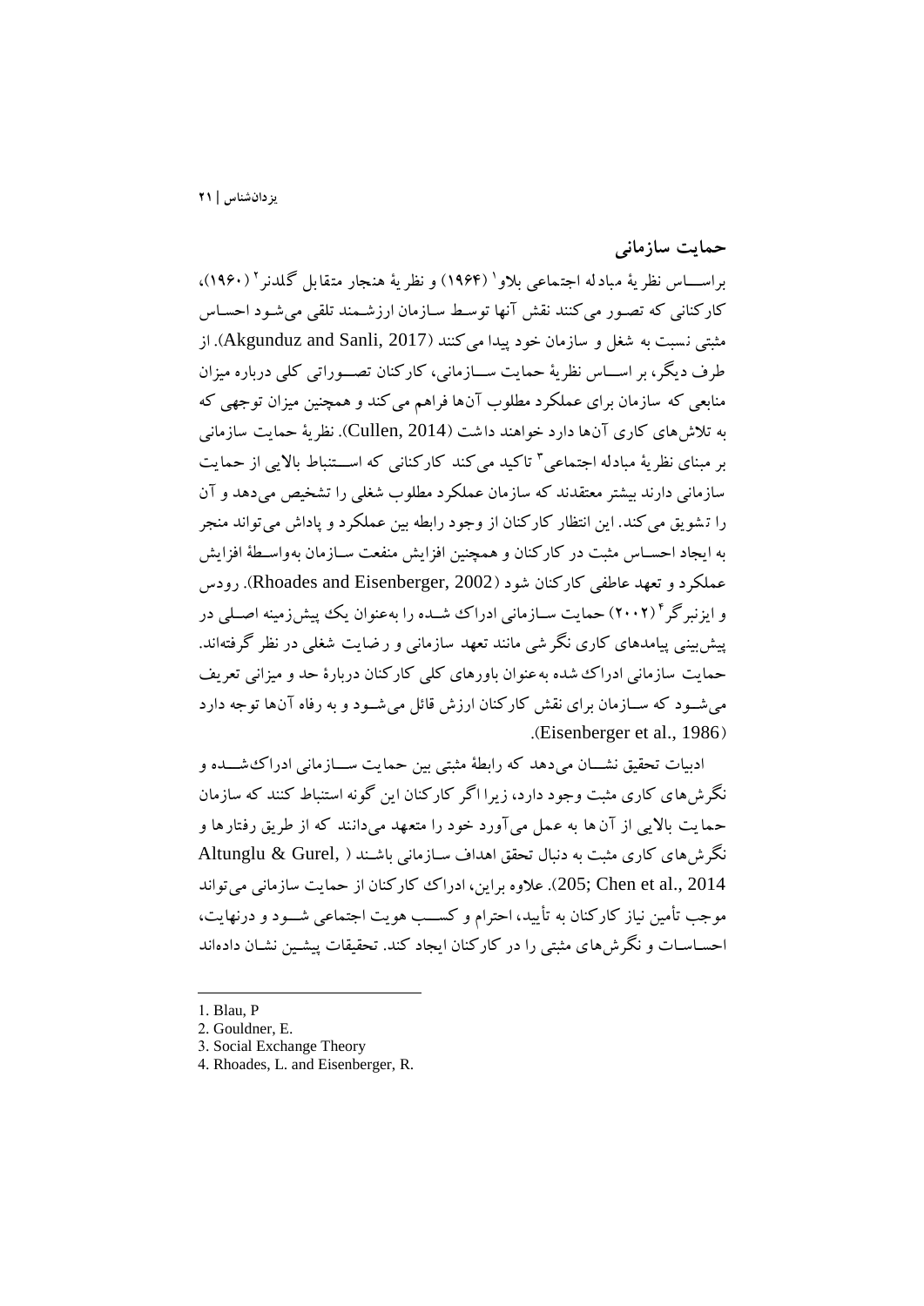## حمایت سازمانی

براســاس نظریهٔ مبادله اجتماعی بلاو[1] (۱۹۶۴) و نظریهٔ هنجار متقابل گلدنر[2] (۱۹۶۰)، کارکنانی که تصور می‌کنند نقش آنها توسط سازمان ارزشمند تلقی می‌شود احساس مثبتی نسبت به شغل و سازمان خود پیدا می‌کنند (Akgunduz and Sanli, 2017). از طرف دیگر، بر اســاس نظریهٔ حمایت ســازمانی، کارکنان تصــوراتی کلی درباره میزان منابعی که سازمان برای عملکرد مطلوب آن‌ها فراهم می‌کند و همچنین میزان توجهی که به تلاش‌های کاری آن‌ها دارد خواهند داشت (Cullen, 2014). نظریهٔ حمایت سازمانی بر مبنای نظریهٔ مبادله اجتماعی[3] تاکید می‌کند کارکنانی که اســتنباط بالایی از حمایت سازمانی دارند بیشتر معتقدند که سازمان عملکرد مطلوب شغلی را تشخیص می‌دهد و آن را تشویق می‌کند. این انتظار کارکنان از وجود رابطه بین عملکرد و پاداش می‌تواند منجر به ایجاد احســاس مثبت در کارکنان و همچنین افزایش منفعت ســازمان به‌واسطهٔ افزایش عملکرد و تعهد عاطفی کارکنان شود (Rhoades and Eisenberger, 2002). رودس و ایزنبرگر[4] (۲۰۰۲) حمایت ســازمانی ادراک شــده را به‌عنوان یک پیش‌زمینه اصــلی در پیش‌بینی پیامدهای کاری نگرشی مانند تعهد سازمانی و رضایت شغلی در نظر گرفته‌اند. حمایت سازمانی ادراک شده به‌عنوان باورهای کلی کارکنان دربارهٔ حد و میزانی تعریف می‌شــود که ســازمان برای نقش کارکنان ارزش قائل می‌شــود و به رفاه آن‌ها توجه دارد (Eisenberger et al., 1986).

ادبیات تحقیق نشـــان می‌دهد که رابطهٔ مثبتی بین حمایت ســـازمانی ادراک‌شـــده و نگرش‌های کاری مثبت وجود دارد، زیرا اگر کارکنان این گونه استنباط کنند که سازمان حمایت بالایی از آن‌ها به عمل می‌آورد خود را متعهد می‌دانند که از طریق رفتارها و نگرش‌های کاری مثبت به دنبال تحقق اهداف سـازمانی باشـند (Altunglu & Gurel, 205; Chen et al., 2014). علاوه براین، ادراک کارکنان از حمایت سازمانی می‌تواند موجب تأمین نیاز کارکنان به تأیید، احترام و کســب هویت اجتماعی شــود و درنهایت، احساسـات و نگرش‌های مثبتی را در کارکنان ایجاد کند. تحقیقات پیشـین نشـان داده‌اند

---

1. Blau, P
2. Gouldner, E.
3. Social Exchange Theory
4. Rhoades, L. and Eisenberger, R.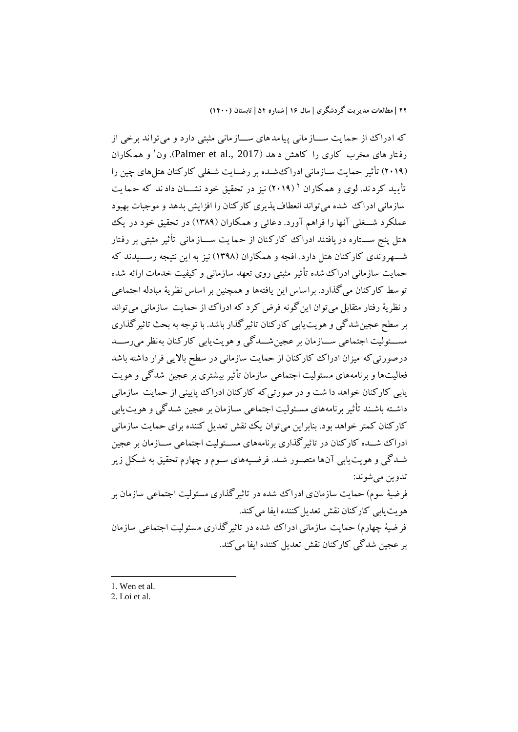که ادراک از حمایت سازمانی پیامدهای سازمانی مثبتی دارد و می‌تواند برخی از رفتارهای مخرب کاری را کاهش دهد (Palmer et al., 2017). ون[1] و همکاران (۲۰۱۹) تأثیر حمایت سازمانی ادراک‌شده بر رضایت شغلی کارکنان هتل‌های چین را تأیید کردند. لوی و همکاران [2] (۲۰۱۹) نیز در تحقیق خود نشان دادند که حمایت سازمانی ادراک شده می‌تواند انعطاف‌پذیری کارکنان را افزایش بدهد و موجبات بهبود عملکرد شغلی آنها را فراهم آورد. دعائی و همکاران (۱۳۸۹) در تحقیق خود در یک هتل پنج ستاره دریافتند ادراک کارکنان از حمایت سازمانی تأثیر مثبتی بر رفتار شهروندی کارکنان هتل دارد. افجه و همکاران (۱۳۹۸) نیز به این نتیجه رسیدند که حمایت سازمانی ادراک‌شده تأثیر مثبتی روی تعهد سازمانی و کیفیت خدمات ارائه شده توسط کارکنان می‌گذارد. براساس این یافته‌ها و همچنین بر اساس نظریهٔ مبادله اجتماعی و نظریهٔ رفتار متقابل می‌توان این‌گونه فرض کرد که ادراک از حمایت سازمانی می‌تواند بر سطح عجین‌شدگی و هویت‌یابی کارکنان تاثیرگذار باشد. با توجه به بحث تاثیرگذاری مسئولیت اجتماعی سازمان بر عجین‌شدگی و هویت‌یابی کارکنان به‌نظر می‌رسد درصورتی‌که میزان ادراک کارکنان از حمایت سازمانی در سطح بالایی قرار داشته باشد فعالیت‌ها و برنامه‌های مسئولیت اجتماعی سازمان تأثیر بیشتری بر عجین شدگی و هویت یابی کارکنان خواهد داشت و در صورتی‌که کارکنان ادراک پایینی از حمایت سازمانی داشته باشند تأثیر برنامه‌های مسئولیت اجتماعی سازمان بر عجین شدگی و هویت‌یابی کارکنان کمتر خواهد بود. بنابراین می‌توان یک نقش تعدیل کننده برای حمایت سازمانی ادراک شده کارکنان در تاثیرگذاری برنامه‌های مسئولیت اجتماعی سازمان بر عجین شدگی و هویت‌یابی آن‌ها متصور شد. فرضیه‌های سوم و چهارم تحقیق به شکل زیر تدوین می‌شوند:

فرضیهٔ سوم) حمایت سازمان‌ی ادراک شده در تاثیرگذاری مسئولیت اجتماعی سازمان بر هویت‌یابی کارکنان نقش تعدیل‌کننده ایفا می‌کند.

فرضیهٔ چهارم) حمایت سازمانی ادراک شده در تاثیرگذاری مسئولیت اجتماعی سازمان بر عجین شدگی کارکنان نقش تعدیل کننده ایفا می‌کند.

---

1. Wen et al.
2. Loi et al.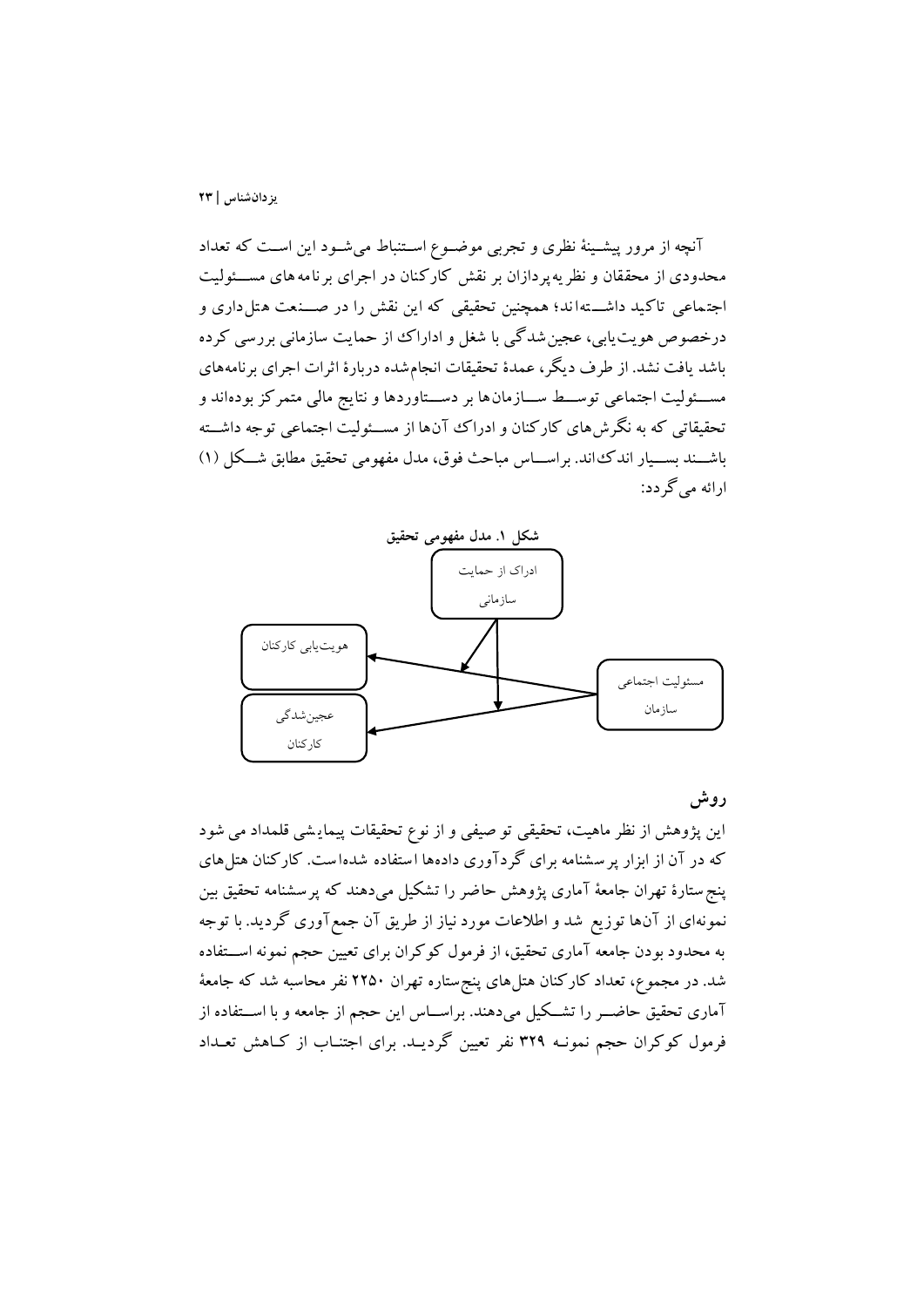آنچه از مرور پیشینهٔ نظری و تجربی موضوع استنباط می‌شود این است که تعداد محدودی از محققان و نظریه‌پردازان بر نقش کارکنان در اجرای برنامه‌های مسئولیت اجتماعی تاکید داشته‌اند؛ همچنین تحقیقی که این نقش را در صنعت هتل‌داری و درخصوص هویت‌یابی، عجین‌شدگی با شغل و ادراک از حمایت سازمانی بررسی کرده باشد یافت نشد. از طرف دیگر، عمدهٔ تحقیقات انجام‌شده دربارهٔ اثرات اجرای برنامه‌های مسئولیت اجتماعی توسط سازمان‌ها بر دستاوردها و نتایج مالی متمرکز بوده‌اند و تحقیقاتی که به نگرش‌های کارکنان و ادراک آن‌ها از مسئولیت اجتماعی توجه داشته باشند بسیار اندک‌اند. براساس مباحث فوق، مدل مفهومی تحقیق مطابق شکل (۱) ارائه می‌گردد:

**شکل ۱. مدل مفهومی تحقیق**

ادراک از حمایت سازمانی

هویت‌یابی کارکنان

مسئولیت اجتماعی سازمان

عجین‌شدگی کارکنان

## روش

این پژوهش از نظر ماهیت، تحقیقی توصیفی و از نوع تحقیقات پیمایشی قلمداد می شود که در آن از ابزار پرسشنامه برای گردآوری داده‌ها استفاده شده‌است. کارکنان هتل‌های پنج‌ستارهٔ تهران جامعهٔ آماری پژوهش حاضر را تشکیل می‌دهند که پرسشنامه تحقیق بین نمونه‌ای از آن‌ها توزیع شد و اطلاعات مورد نیاز از طریق آن جمع‌آوری گردید. با توجه به محدود بودن جامعه آماری تحقیق، از فرمول کوکران برای تعیین حجم نمونه استفاده شد. در مجموع، تعداد کارکنان هتل‌های پنج‌ستاره تهران ۲۲۵۰ نفر محاسبه شد که جامعهٔ آماری تحقیق حاضر را تشکیل می‌دهند. براساس این حجم از جامعه و با استفاده از فرمول کوکران حجم نمونه ۳۲۹ نفر تعیین گردید. برای اجتناب از کاهش تعداد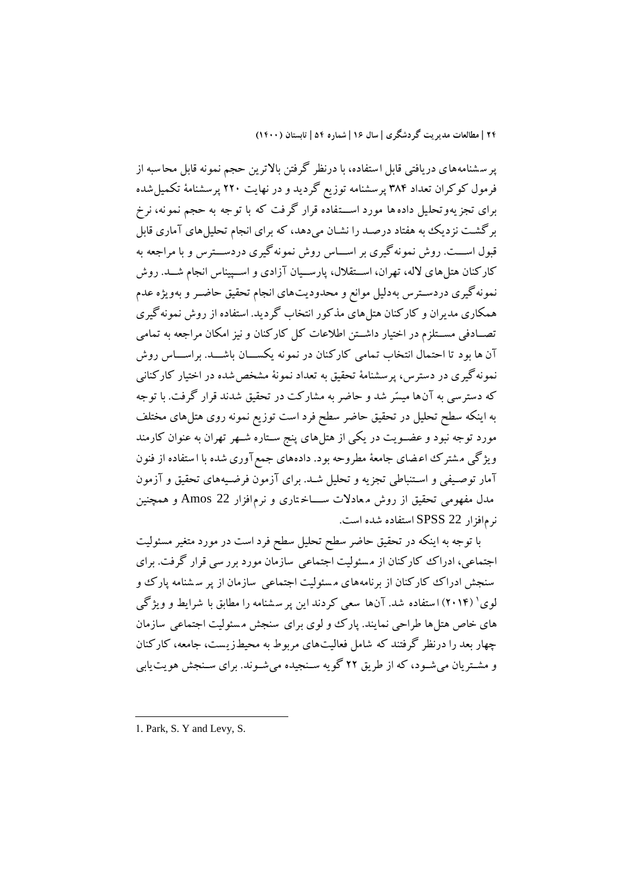پرسشنامه‌های دریافتی قابل استفاده، با درنظر گرفتن بالاترین حجم نمونه قابل محاسبه از فرمول کوکران تعداد ۳۸۴ پرسشنامه توزیع گردید و در نهایت ۲۲۰ پرسشنامهٔ تکمیل‌شده برای تجزیه‌وتحلیل داده‌ها مورد استفاده قرار گرفت که با توجه به حجم نمونه، نرخ برگشت نزدیک به هفتاد درصد را نشان می‌دهد، که برای انجام تحلیل‌های آماری قابل قبول است. روش نمونه‌گیری بر اساس روش نمونه‌گیری دردسترس و با مراجعه به کارکنان هتل‌های لاله، تهران، استقلال، پارسیان آزادی و اسپیناس انجام شد. روش نمونه‌گیری دردسترس به‌دلیل موانع و محدودیت‌های انجام تحقیق حاضر و به‌ویژه عدم همکاری مدیران و کارکنان هتل‌های مذکور انتخاب گردید. استفاده از روش نمونه‌گیری تصادفی مستلزم در اختیار داشتن اطلاعات کل کارکنان و نیز امکان مراجعه به تمامی آن ها بود تا احتمال انتخاب تمامی کارکنان در نمونه یکسان باشد. براساس روش نمونه‌گیری در دسترس، پرسشنامهٔ تحقیق به تعداد نمونهٔ مشخص‌شده در اختیار کارکنانی که دسترسی به آن‌ها میسّر شد و حاضر به مشارکت در تحقیق شدند قرار گرفت. با توجه به اینکه سطح تحلیل در تحقیق حاضر سطح فرد است توزیع نمونه روی هتل‌های مختلف مورد توجه نبود و عضویت در یکی از هتل‌های پنج ستاره شهر تهران به عنوان کارمند ویژگی مشترک اعضای جامعهٔ مطروحه بود. داده‌های جمع‌آوری شده با استفاده از فنون آمار توصیفی و استنباطی تجزیه و تحلیل شد. برای آزمون فرضیه‌های تحقیق و آزمون مدل مفهومی تحقیق از روش معادلات ساختاری و نرم‌افزار Amos 22 و همچنین نرم‌افزار SPSS 22 استفاده شده است.

با توجه به اینکه در تحقیق حاضر سطح تحلیل سطح فرد است در مورد متغیر مسئولیت اجتماعی، ادراک کارکنان از مسئولیت اجتماعی سازمان مورد بررسی قرار گرفت. برای سنجش ادراک کارکنان از برنامه‌های مسئولیت اجتماعی سازمان از پرسشنامه پارک و لوی[1] (۲۰۱۴) استفاده شد. آن‌ها سعی کردند این پرسشنامه را مطابق با شرایط و ویژگی های خاص هتل‌ها طراحی نمایند. پارک و لوی برای سنجش مسئولیت اجتماعی سازمان چهار بعد را درنظر گرفتند که شامل فعالیت‌های مربوط به محیط‌زیست، جامعه، کارکنان و مشتریان می‌شود، که از طریق ۲۲ گویه سنجیده می‌شوند. برای سنجش هویت‌یابی

---

1. Park, S. Y and Levy, S.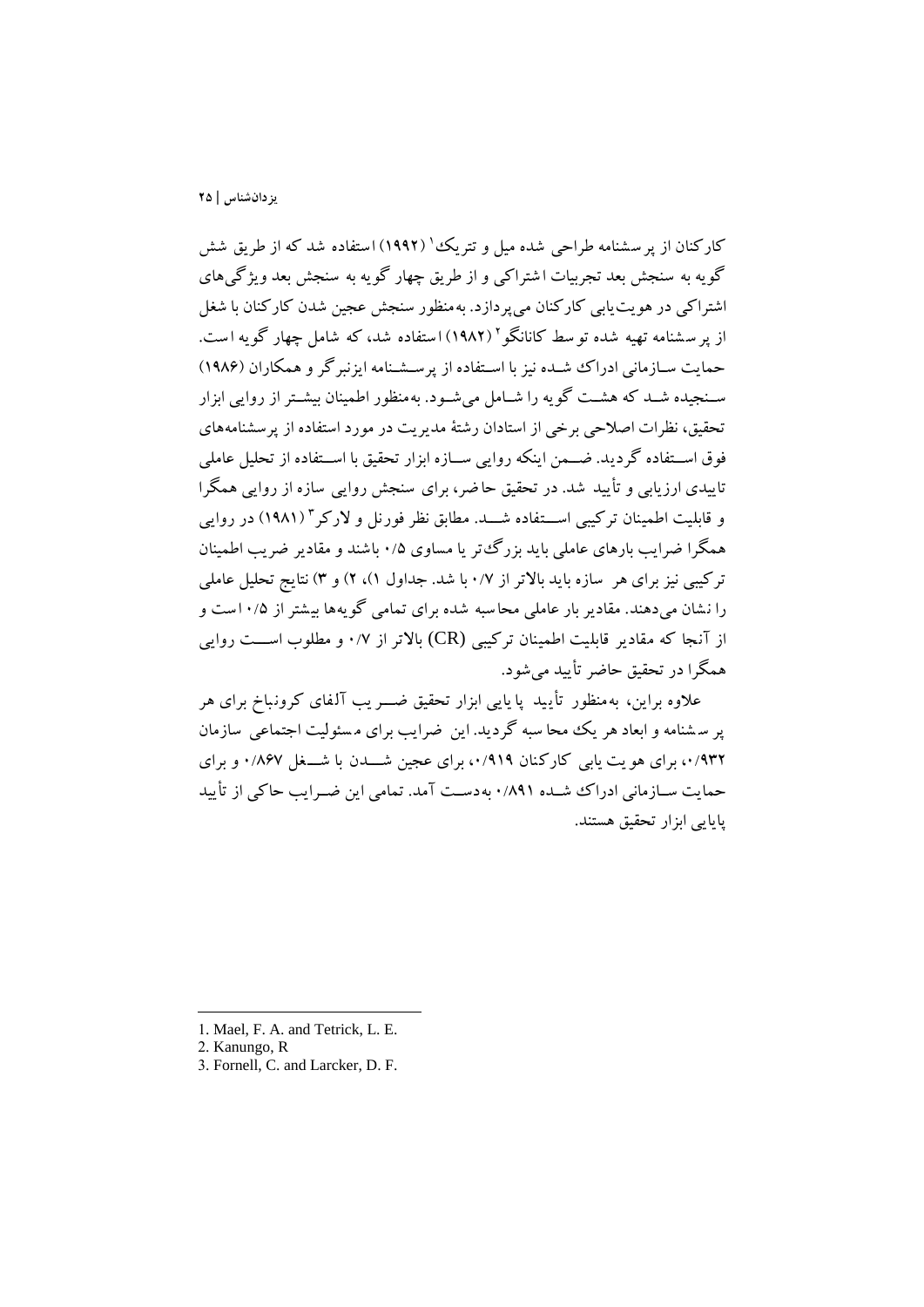کارکنان از پرسشنامه طراحی شده میل و تتریک[1] (۱۹۹۲) استفاده شد که از طریق شش گویه به سنجش بعد تجربیات اشتراکی و از طریق چهار گویه به سنجش بعد ویژگی‌های اشتراکی در هویت‌یابی کارکنان می‌پردازد. به‌منظور سنجش عجین شدن کارکنان با شغل از پرسشنامه تهیه شده توسط کانانگو[2] (۱۹۸۲) استفاده شد، که شامل چهار گویه است. حمایت سازمانی ادراک شده نیز با استفاده از پرسشنامه ایزنبرگر و همکاران (۱۹۸۶) سنجیده شد که هشت گویه را شامل می‌شود. به‌منظور اطمینان بیشتر از روایی ابزار تحقیق، نظرات اصلاحی برخی از استادان رشتهٔ مدیریت در مورد استفاده از پرسشنامه‌های فوق استفاده گردید. ضمن اینکه روایی سازه ابزار تحقیق با استفاده از تحلیل عاملی تاییدی ارزیابی و تأیید شد. در تحقیق حاضر، برای سنجش روایی سازه از روایی همگرا و قابلیت اطمینان ترکیبی استفاده شد. مطابق نظر فورنل و لارکر[3] (۱۹۸۱) در روایی همگرا ضرایب بارهای عاملی باید بزرگ‌تر یا مساوی ۰/۵ باشند و مقادیر ضریب اطمینان ترکیبی نیز برای هر سازه باید بالاتر از ۰/۷ با شد. جداول ۱)، ۲) و ۳) نتایج تحلیل عاملی را نشان می‌دهند. مقادیر بار عاملی محاسبه شده برای تمامی گویه‌ها بیشتر از ۰/۵ است و از آنجا که مقادیر قابلیت اطمینان ترکیبی (CR) بالاتر از ۰/۷ و مطلوب است روایی همگرا در تحقیق حاضر تأیید می‌شود.

علاوه براین، به‌منظور تأیید پایایی ابزار تحقیق ضریب آلفای کرونباخ برای هر پرسشنامه و ابعاد هر یک محاسبه گردید. این ضرایب برای مسئولیت اجتماعی سازمان ۰/۹۳۲، برای هویت یابی کارکنان ۰/۹۱۹، برای عجین شدن با شغل ۰/۸۶۷ و برای حمایت سازمانی ادراک شده ۰/۸۹۱ به‌دست آمد. تمامی این ضرایب حاکی از تأیید پایایی ابزار تحقیق هستند.

---

1. Mael, F. A. and Tetrick, L. E.
2. Kanungo, R
3. Fornell, C. and Larcker, D. F.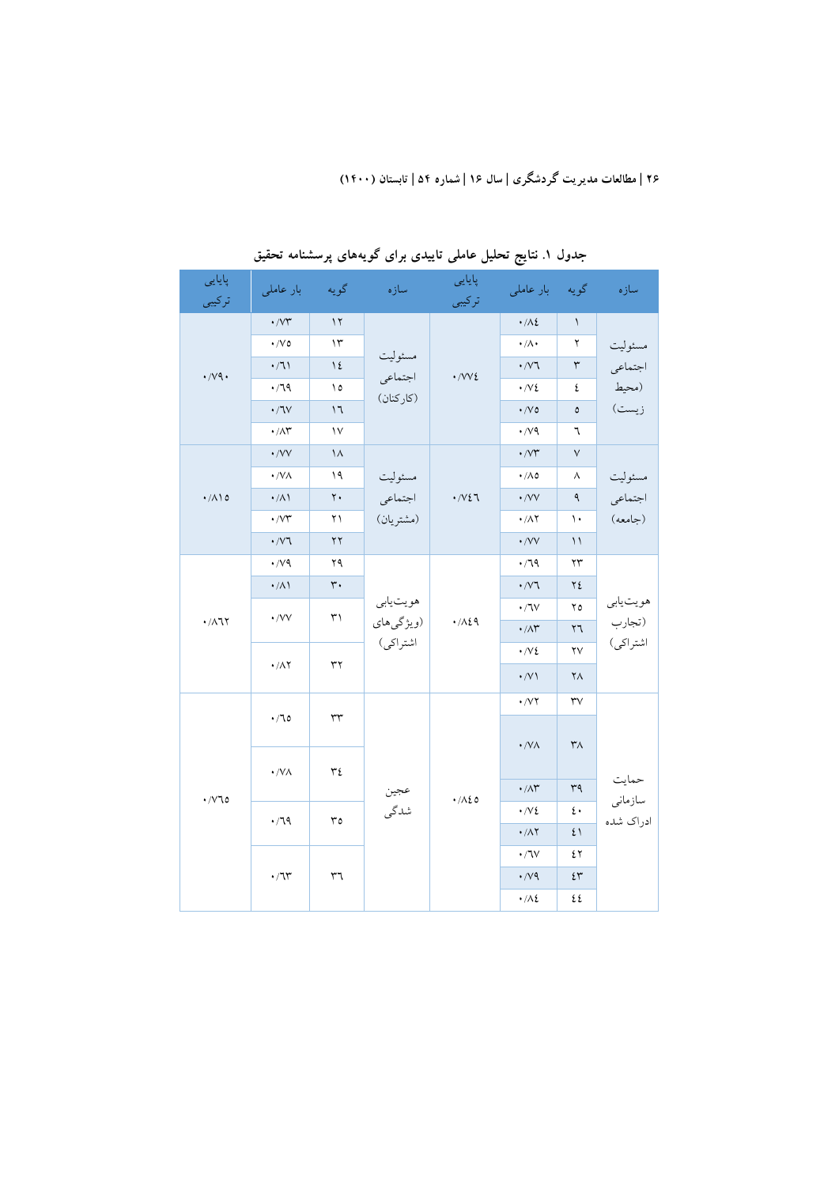جدول ۱. نتایج تحلیل عاملی تاییدی برای گویه‌های پرسشنامه تحقیق

| سازه | گویه | بار عاملی | پایایی ترکیبی | سازه | گویه | بار عاملی | پایایی ترکیبی |
|---|---|---|---|---|---|---|---|
| مسئولیت اجتماعی (محیط زیست) | ۱ | ۰/۸۴ | ۰/۷۷۴ | مسئولیت اجتماعی (کارکنان) | ۱۲ | ۰/۷۳ | ۰/۷۹۰ |
| | ۲ | ۰/۸۰ | | | ۱۳ | ۰/۷۵ | |
| | ۳ | ۰/۷۶ | | | ۱۴ | ۰/۶۱ | |
| | ۴ | ۰/۷۴ | | | ۱۵ | ۰/۶۹ | |
| | ۵ | ۰/۷۵ | | | ۱۶ | ۰/۶۷ | |
| | ۶ | ۰/۷۹ | | | ۱۷ | ۰/۸۳ | |
| مسئولیت اجتماعی (جامعه) | ۷ | ۰/۷۳ | ۰/۷۴۶ | مسئولیت اجتماعی (مشتریان) | ۱۸ | ۰/۷۷ | ۰/۸۱۵ |
| | ۸ | ۰/۸۵ | | | ۱۹ | ۰/۷۸ | |
| | ۹ | ۰/۷۷ | | | ۲۰ | ۰/۸۱ | |
| | ۱۰ | ۰/۸۲ | | | ۲۱ | ۰/۷۳ | |
| | ۱۱ | ۰/۷۷ | | | ۲۲ | ۰/۷۶ | |
| هویت‌یابی (تجارب اشتراکی) | ۲۳ | ۰/۶۹ | ۰/۸۴۹ | هویت‌یابی (ویژگی‌های اشتراکی) | ۲۹ | ۰/۷۹ | ۰/۸۶۲ |
| | ۲۴ | ۰/۷۶ | | | ۳۰ | ۰/۸۱ | |
| | ۲۵ | ۰/۶۷ | | | ۳۱ | ۰/۷۷ | |
| | ۲۶ | ۰/۸۳ | | | | | |
| | ۲۷ | ۰/۷۴ | | | ۳۲ | ۰/۸۲ | |
| | ۲۸ | ۰/۷۱ | | | | | |
| حمایت سازمانی ادراک شده | ۳۷ | ۰/۷۲ | ۰/۸۴۵ | عجین شدگی | ۳۳ | ۰/۶۵ | ۰/۷۶۵ |
| | ۳۸ | ۰/۷۸ | | | | | |
| | ۳۹ | ۰/۸۳ | | | ۳۴ | ۰/۷۸ | |
| | ۴۰ | ۰/۷۴ | | | | | |
| | ۴۱ | ۰/۸۲ | | | ۳۵ | ۰/۶۹ | |
| | ۴۲ | ۰/۶۷ | | | | | |
| | ۴۳ | ۰/۷۹ | | | ۳۶ | ۰/۶۳ | |
| | ۴۴ | ۰/۸۴ | | | | | |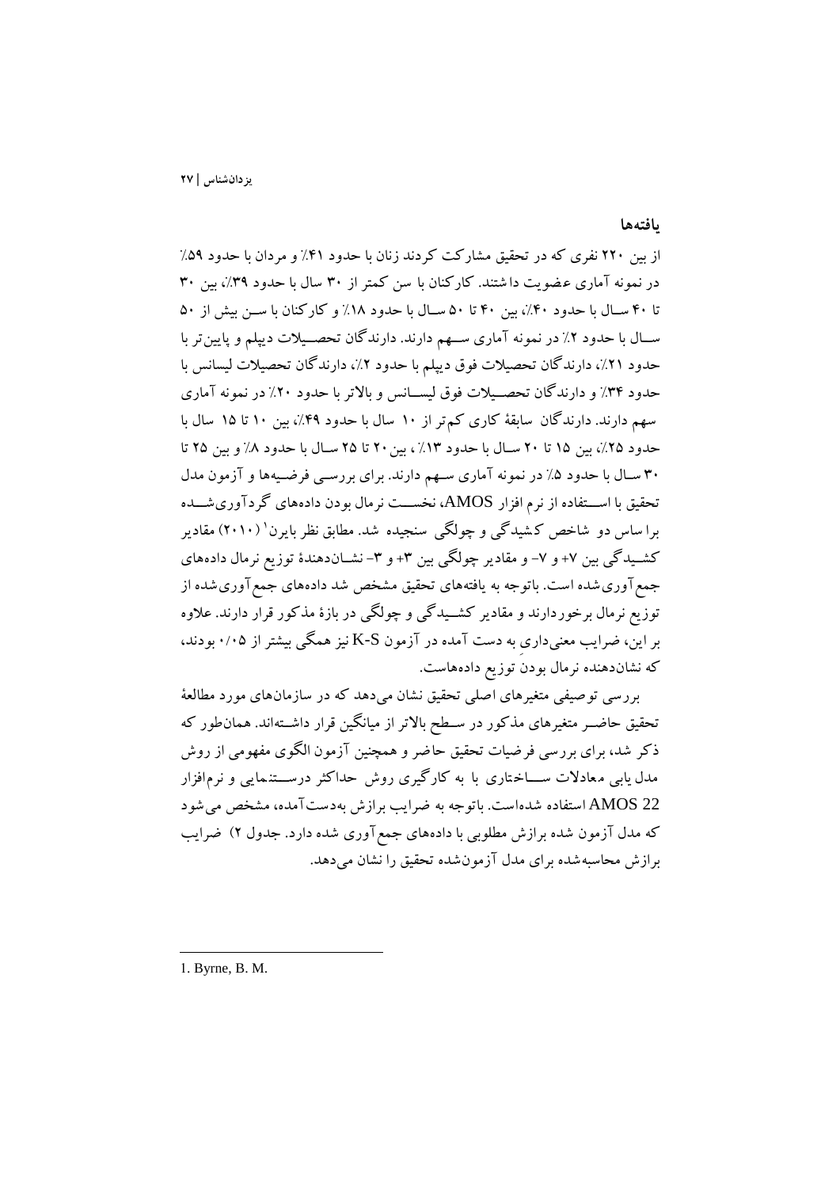## یافته‌ها

از بین ۲۲۰ نفری که در تحقیق مشارکت کردند زنان با حدود ۴۱٪ و مردان با حدود ۵۹٪ در نمونه آماری عضویت داشتند. کارکنان با سن کمتر از ۳۰ سال با حدود ۳۹٪، بین ۳۰ تا ۴۰ سال با حدود ۴۰٪، بین ۴۰ تا ۵۰ سال با حدود ۱۸٪ و کارکنان با سن بیش از ۵۰ سال با حدود ۲٪ در نمونه آماری سهم دارند. دارندگان تحصیلات دیپلم و پایین‌تر با حدود ۲۱٪، دارندگان تحصیلات فوق دیپلم با حدود ۲٪، دارندگان تحصیلات لیسانس با حدود ۳۴٪ و دارندگان تحصیلات فوق لیسانس و بالاتر با حدود ۲۰٪ در نمونه آماری سهم دارند. دارندگان سابقهٔ کاری کم‌تر از ۱۰ سال با حدود ۴۹٪، بین ۱۰ تا ۱۵ سال با حدود ۲۵٪، بین ۱۵ تا ۲۰ سال با حدود ۱۳٪، بین ۲۰ تا ۲۵ سال با حدود ۸٪ و بین ۲۵ تا ۳۰ سال با حدود ۵٪ در نمونه آماری سهم دارند. برای بررسی فرضیه‌ها و آزمون مدل تحقیق با استفاده از نرم افزار AMOS، نخست نرمال بودن داده‌های گردآوری‌شده براساس دو شاخص کشیدگی و چولگی سنجیده شد. مطابق نظر بایرن[1] (۲۰۱۰) مقادیر کشیدگی بین ۷+ و ۷- و مقادیر چولگی بین ۳+ و ۳- نشان‌دهندهٔ توزیع نرمال داده‌های جمع‌آوری‌شده است. باتوجه به یافته‌های تحقیق مشخص شد داده‌های جمع‌آوری‌شده از توزیع نرمال برخوردارند و مقادیر کشیدگی و چولگی در بازهٔ مذکور قرار دارند. علاوه بر این، ضرایب معنی‌داری به دست آمده در آزمون K-S نیز همگی بیشتر از ۰/۰۵ بودند، که نشان‌دهنده نرمال بودن توزیع داده‌هاست.

بررسی توصیفی متغیرهای اصلی تحقیق نشان می‌دهد که در سازمان‌های مورد مطالعهٔ تحقیق حاضر متغیرهای مذکور در سطح بالاتر از میانگین قرار داشته‌اند. همان‌طور که ذکر شد، برای بررسی فرضیات تحقیق حاضر و همچنین آزمون الگوی مفهومی از روش مدل یابی معادلات ساختاری با به کارگیری روش حداکثر درستنمایی و نرم‌افزار AMOS 22 استفاده شده‌است. باتوجه به ضرایب برازش به‌دست‌آمده، مشخص می‌شود که مدل آزمون شده برازش مطلوبی با داده‌های جمع‌آوری شده دارد. جدول ۲) ضرایب برازش محاسبه‌شده برای مدل آزمون‌شده تحقیق را نشان می‌دهد.

---

1. Byrne, B. M.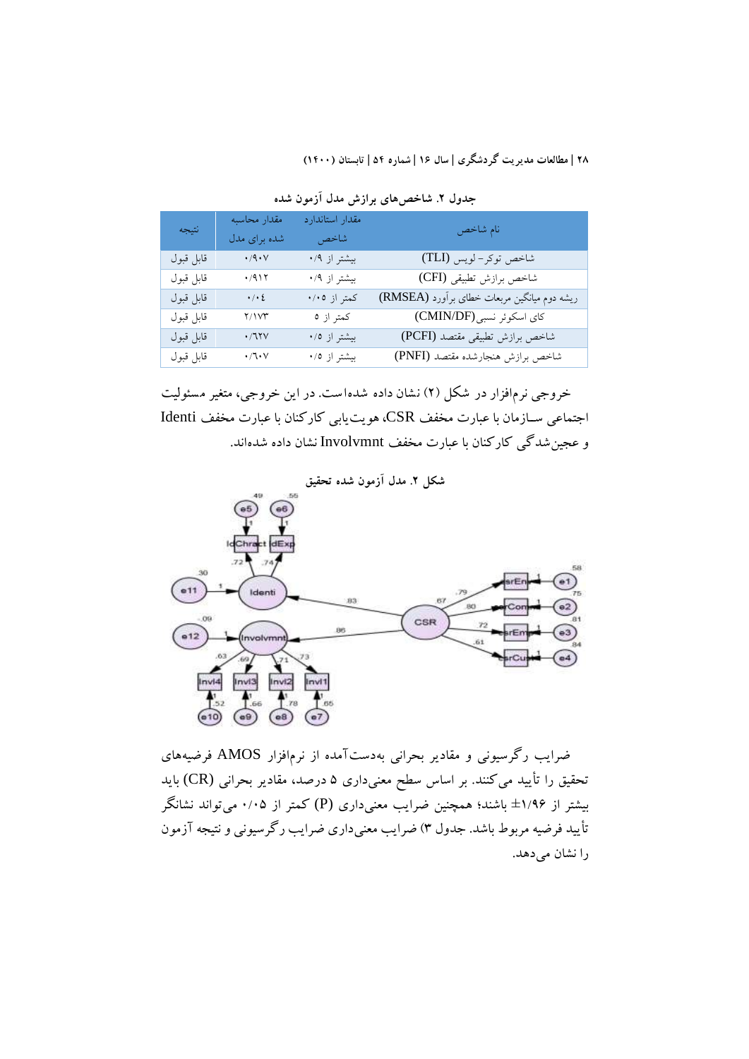**جدول ۲. شاخص‌های برازش مدل آزمون شده**

| نام شاخص | مقدار استاندارد شاخص | مقدار محاسبه شده برای مدل | نتیجه |
|---|---|---|---|
| شاخص توکر- لویس (TLI) | بیشتر از ۰/۹ | ۰/۹۰۷ | قابل قبول |
| شاخص برازش تطبیقی (CFI) | بیشتر از ۰/۹ | ۰/۹۱۲ | قابل قبول |
| ریشه دوم میانگین مربعات خطای برآورد (RMSEA) | کمتر از ۰/۰۵ | ۰/۰٤ | قابل قبول |
| کای اسکوئر نسبی (CMIN/DF) | کمتر از ۵ | ۲/۱۷۳ | قابل قبول |
| شاخص برازش تطبیقی مقتصد (PCFI) | بیشتر از ۰/۵ | ۰/٦۲۷ | قابل قبول |
| شاخص برازش هنجارشده مقتصد (PNFI) | بیشتر از ۰/۵ | ۰/٦۰۷ | قابل قبول |

خروجی نرم‌افزار در شکل (۲) نشان داده شده‌است. در این خروجی، متغیر مسئولیت اجتماعی سازمان با عبارت مخفف CSR، هویت‌یابی کارکنان با عبارت مخفف Identi و عجین‌شدگی کارکنان با عبارت مخفف Involvmnt نشان داده شده‌اند.

**شکل ۲. مدل آزمون شده تحقیق**

ضرایب رگرسیونی و مقادیر بحرانی به‌دست‌آمده از نرم‌افزار AMOS فرضیه‌های تحقیق را تأیید می‌کنند. بر اساس سطح معنی‌داری ۵ درصد، مقادیر بحرانی (CR) باید بیشتر از ۱/۹۶± باشند؛ همچنین ضرایب معنی‌داری (P) کمتر از ۰/۰۵ می‌تواند نشانگر تأیید فرضیه مربوط باشد. جدول ۳) ضرایب معنی‌داری ضرایب رگرسیونی و نتیجه آزمون را نشان می‌دهد.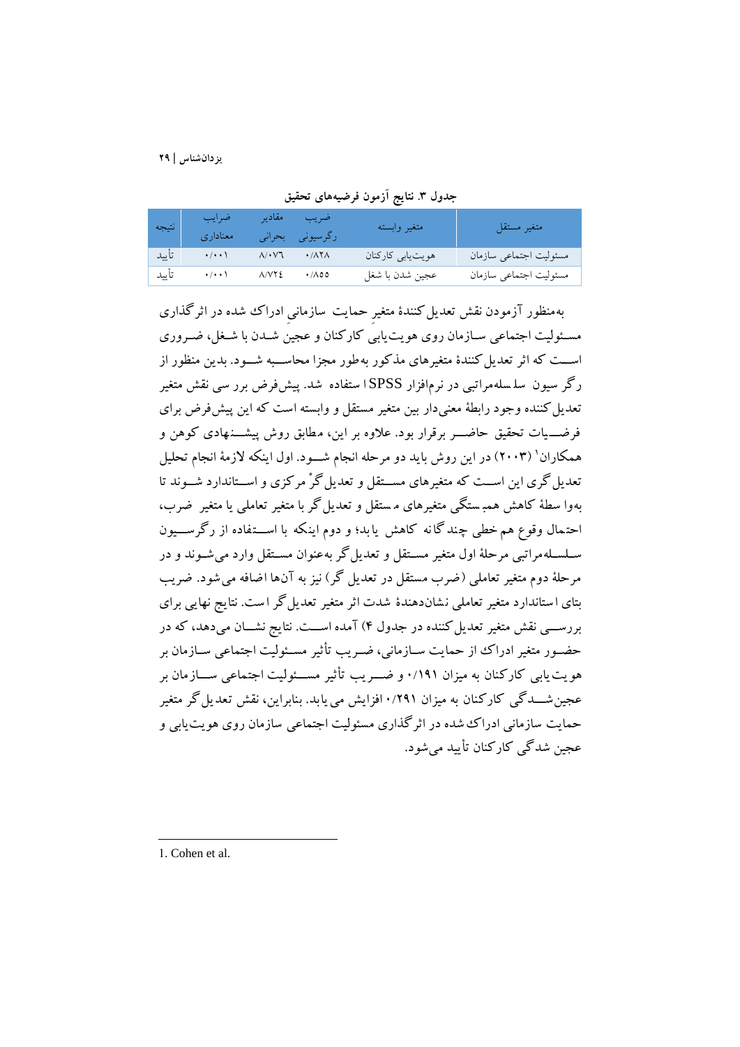**جدول ۳. نتایج آزمون فرضیه‌های تحقیق**

| متغیر مستقل | متغیر وابسته | ضریب رگرسیونی | مقادیر بحرانی | ضرایب معناداری | نتیجه |
|---|---|---|---|---|---|
| مسئولیت اجتماعی سازمان | هویت‌یابی کارکنان | ۰/۸۲۸ | ۸/۰۷۶ | ۰/۰۰۱ | تأیید |
| مسئولیت اجتماعی سازمان | عجین شدن با شغل | ۰/۸۵۵ | ۸/۷۲۴ | ۰/۰۰۱ | تأیید |

به‌منظور آزمودن نقش تعدیل‌کنندهٔ متغیرِ حمایت سازمانیِ ادراک شده در اثرگذاری مسئولیت اجتماعی سازمان روی هویت‌یابی کارکنان و عجین شدن با شغل، ضروری است که اثر تعدیل‌کنندهٔ متغیرهای مذکور به‌طور مجزا محاسبه شود. بدین منظور از رگرسیون سلسله‌مراتبی در نرم‌افزار SPSS استفاده شد. پیش‌فرض بررسی نقش متغیر تعدیل‌کننده وجود رابطهٔ معنی‌دار بین متغیر مستقل و وابسته است که این پیش‌فرض برای فرضیات تحقیق حاضر برقرار بود. علاوه بر این، مطابق روش پیشنهادی کوهن و همکاران[1] (۲۰۰۳) در این روش باید دو مرحله انجام شود. اول اینکه لازمهٔ انجام تحلیل تعدیل‌گری این است که متغیرهای مستقل و تعدیل‌گرْ مرکزی و استاندارد شوند تا به‌وا سطهٔ کاهش هم‌بستگی متغیرهای مستقل و تعدیل‌گر با متغیر تعاملی یا متغیر ضرب، احتمال وقوع هم‌خطی چندگانه کاهش یابد؛ و دوم اینکه با استفاده از رگرسیون سلسله‌مراتبی مرحلهٔ اول متغیر مستقل و تعدیل‌گر به‌عنوان مستقل وارد می‌شوند و در مرحلهٔ دوم متغیر تعاملی (ضرب مستقل در تعدیل‌گر) نیز به آن‌ها اضافه می‌شود. ضریب بتای استاندارد متغیر تعاملی نشان‌دهندهٔ شدت اثر متغیر تعدیل‌گر است. نتایج نهایی برای بررسی نقش متغیر تعدیل‌کننده در جدول ۴) آمده است. نتایج نشان می‌دهد، که در حضور متغیر ادراک از حمایت سازمانی، ضریب تأثیر مسئولیت اجتماعی سازمان بر هویت‌یابی کارکنان به میزان ۰/۱۹۱ و ضریب تأثیر مسئولیت اجتماعی سازمان بر عجین‌شدگی کارکنان به میزان ۰/۲۹۱ افزایش می‌یابد. بنابراین، نقش تعدیل‌گر متغیر حمایت سازمانی ادراک‌شده در اثرگذاری مسئولیت اجتماعی سازمان روی هویت‌یابی و عجین شدگی کارکنان تأیید می‌شود.

---

1. Cohen et al.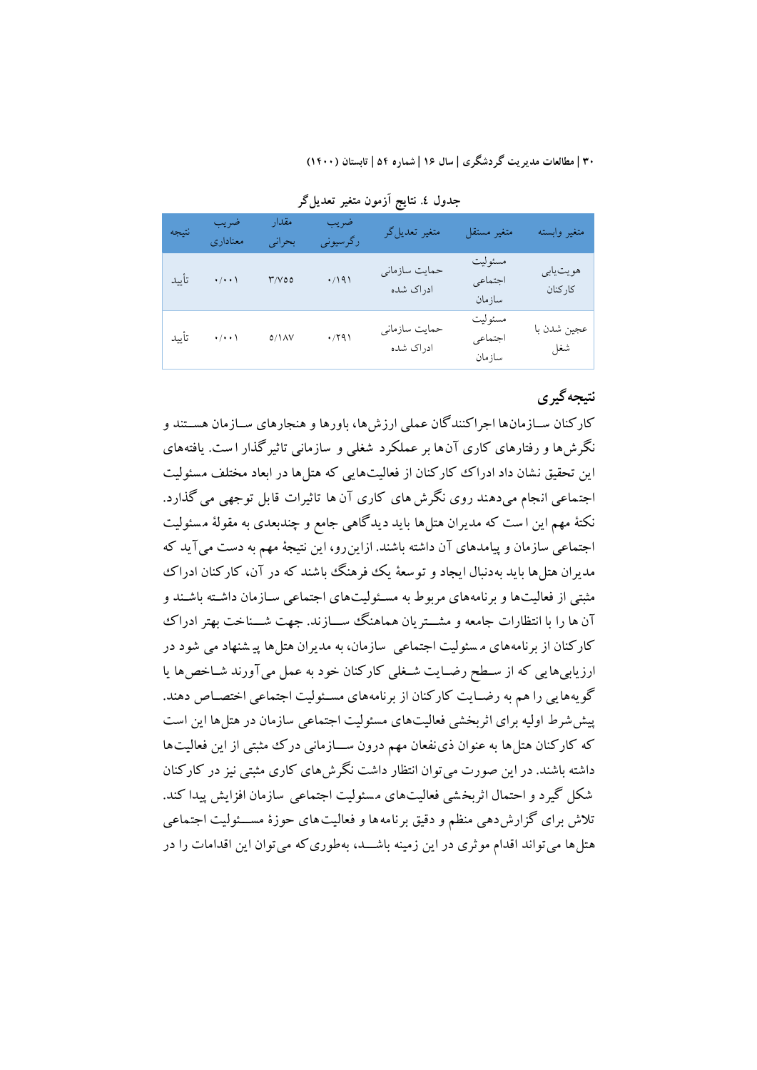جدول ٤. نتایج آزمون متغیر تعدیل‌گر

| متغیر وابسته | متغیر مستقل | متغیر تعدیل‌گر | ضریب رگرسیونی | مقدار بحرانی | ضریب معناداری | نتیجه |
|---|---|---|---|---|---|---|
| هویت‌یابی کارکنان | مسئولیت اجتماعی سازمان | حمایت سازمانی ادراک شده | ۰/۱۹۱ | ۳/۷۵۵ | ۰/۰۰۱ | تأیید |
| عجین شدن با شغل | مسئولیت اجتماعی سازمان | حمایت سازمانی ادراک شده | ۰/۲۹۱ | ۵/۱۸۷ | ۰/۰۰۱ | تأیید |

## نتیجه‌گیری

کارکنان سازمان‌ها اجراکنندگان عملی ارزش‌ها، باورها و هنجارهای سازمان هستند و نگرش‌ها و رفتارهای کاری آن‌ها بر عملکرد شغلی و سازمانی تاثیرگذار است. یافته‌های این تحقیق نشان داد ادراک کارکنان از فعالیت‌هایی که هتل‌ها در ابعاد مختلف مسئولیت اجتماعی انجام می‌دهند روی نگرش های کاری آن ها تاثیرات قابل توجهی می گذارد. نکتهٔ مهم این است که مدیران هتل‌ها باید دیدگاهی جامع و چندبعدی به مقولهٔ مسئولیت اجتماعی سازمان و پیامدهای آن داشته باشند. ازاین‌رو، این نتیجهٔ مهم به دست می‌آید که مدیران هتل‌ها باید به‌دنبال ایجاد و توسعهٔ یک فرهنگ باشند که در آن، کارکنان ادراک مثبتی از فعالیت‌ها و برنامه‌های مربوط به مسئولیت‌های اجتماعی سازمان داشته باشند و آن ها را با انتظارات جامعه و مشتریان هماهنگ سازند. جهت شناخت بهتر ادراک کارکنان از برنامه‌های مسئولیت اجتماعی سازمان، به مدیران هتل‌ها پیشنهاد می شود در ارزیابی‌هایی که از سطح رضایت شغلی کارکنان خود به عمل می‌آورند شاخص‌ها یا گویه‌هایی را هم به رضایت کارکنان از برنامه‌های مسئولیت اجتماعی اختصاص دهند. پیش‌شرط اولیه برای اثربخشی فعالیت‌های مسئولیت اجتماعی سازمان در هتل‌ها این است که کارکنان هتل‌ها به عنوان ذی‌نفعان مهم درون سازمانی درک مثبتی از این فعالیت‌ها داشته باشند. در این صورت می‌توان انتظار داشت نگرش‌های کاری مثبتی نیز در کارکنان شکل گیرد و احتمال اثربخشی فعالیت‌های مسئولیت اجتماعی سازمان افزایش پیدا کند. تلاش برای گزارش‌دهی منظم و دقیق برنامه‌ها و فعالیت‌های حوزهٔ مسئولیت اجتماعی هتل‌ها می‌تواند اقدام موثری در این زمینه باشد، به‌طوری که می‌توان این اقدامات را در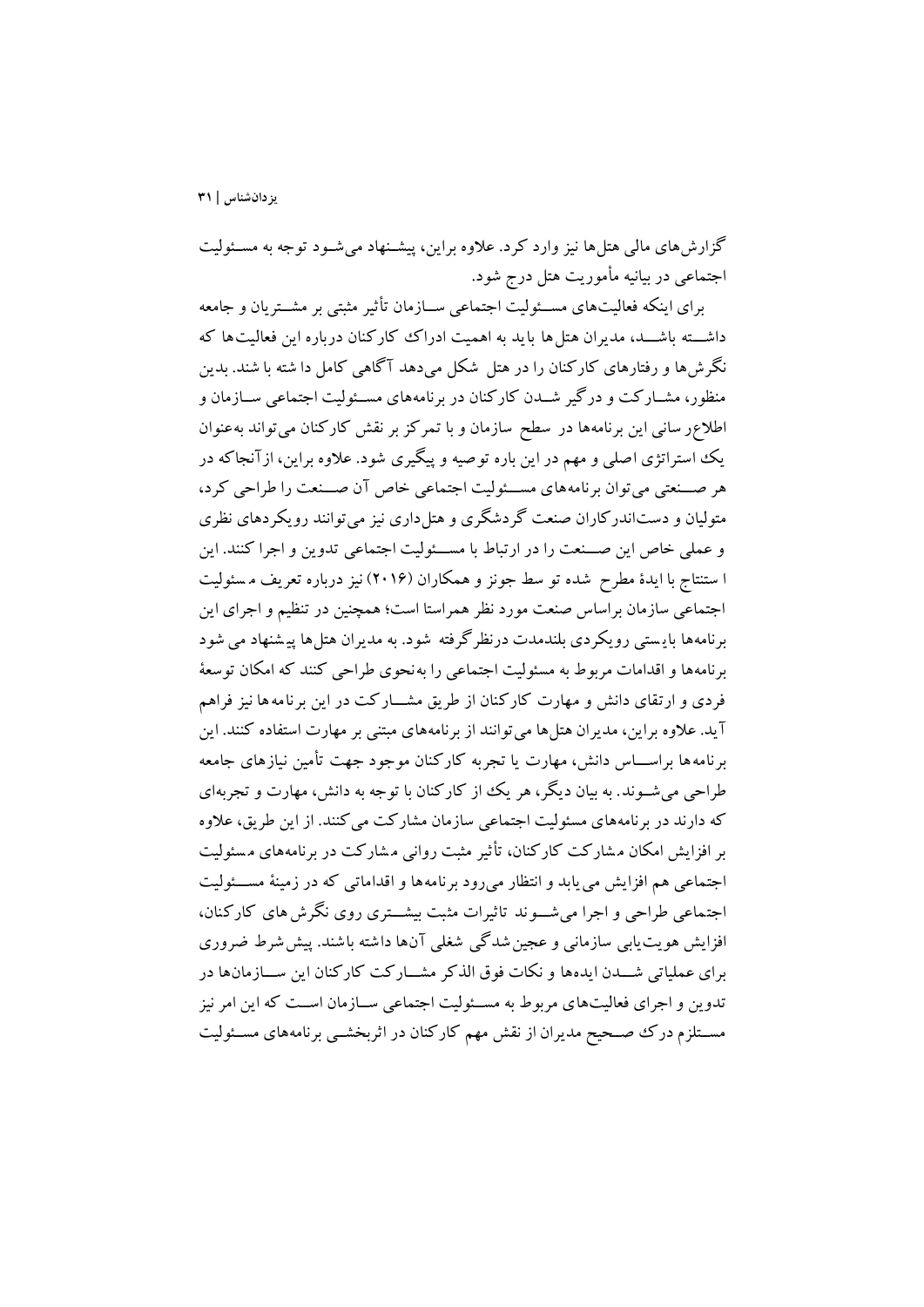گزارش‌های مالی هتل‌ها نیز وارد کرد. علاوه براین، پیشنهاد می‌شود توجه به مسئولیت اجتماعی در بیانیه مأموریت هتل درج شود.

برای اینکه فعالیت‌های مسئولیت اجتماعی سازمان تأثیر مثبتی بر مشتریان و جامعه داشته باشد، مدیران هتل‌ها باید به اهمیت ادراک کارکنان درباره این فعالیت‌ها که نگرش‌ها و رفتارهای کارکنان را در هتل شکل می‌دهد آگاهی کامل داشته باشند. بدین منظور، مشارکت و درگیر شدن کارکنان در برنامه‌های مسئولیت اجتماعی سازمان و اطلاع‌رسانی این برنامه‌ها در سطح سازمان و با تمرکز بر نقش کارکنان می‌تواند به‌عنوان یک استراتژی اصلی و مهم در این باره توصیه و پیگیری شود. علاوه براین، ازآنجاکه در هر صنعتی می‌توان برنامه‌های مسئولیت اجتماعی خاص آن صنعت را طراحی کرد، متولیان و دست‌اندرکاران صنعت گردشگری و هتل‌داری نیز می‌توانند رویکردهای نظری و عملی خاص این صنعت را در ارتباط با مسئولیت اجتماعی تدوین و اجرا کنند. این استنتاج با ایدهٔ مطرح شده توسط جونز و همکاران (۲۰۱۶) نیز درباره تعریف مسئولیت اجتماعی سازمان براساس صنعت مورد نظر همراستا است؛ همچنین در تنظیم و اجرای این برنامه‌ها بایستی رویکردی بلندمدت درنظرگرفته شود. به مدیران هتل‌ها پیشنهاد می‌شود برنامه‌ها و اقدامات مربوط به مسئولیت اجتماعی را به‌نحوی طراحی کنند که امکان توسعهٔ فردی و ارتقای دانش و مهارت کارکنان از طریق مشارکت در این برنامه‌ها نیز فراهم آید. علاوه براین، مدیران هتل‌ها می‌توانند از برنامه‌های مبتنی بر مهارت استفاده کنند. این برنامه‌ها براساس دانش، مهارت یا تجربه کارکنان موجود جهت تأمین نیازهای جامعه طراحی می‌شوند. به بیان دیگر، هر یک از کارکنان با توجه به دانش، مهارت و تجربه‌ای که دارند در برنامه‌های مسئولیت اجتماعی سازمان مشارکت می‌کنند. از این طریق، علاوه بر افزایش امکان مشارکت کارکنان، تأثیر مثبت روانی مشارکت در برنامه‌های مسئولیت اجتماعی هم افزایش می‌یابد و انتظار می‌رود برنامه‌ها و اقداماتی که در زمینهٔ مسئولیت اجتماعی طراحی و اجرا می‌شوند تاثیرات مثبت بیشتری روی نگرش‌های کارکنان، افزایش هویت‌یابی سازمانی و عجین‌شدگی شغلی آن‌ها داشته باشند. پیش‌شرط ضروری برای عملیاتی شدن ایده‌ها و نکات فوق الذکر مشارکت کارکنان این سازمان‌ها در تدوین و اجرای فعالیت‌های مربوط به مسئولیت اجتماعی سازمان است که این امر نیز مستلزم درک صحیح مدیران از نقش مهم کارکنان در اثربخشی برنامه‌های مسئولیت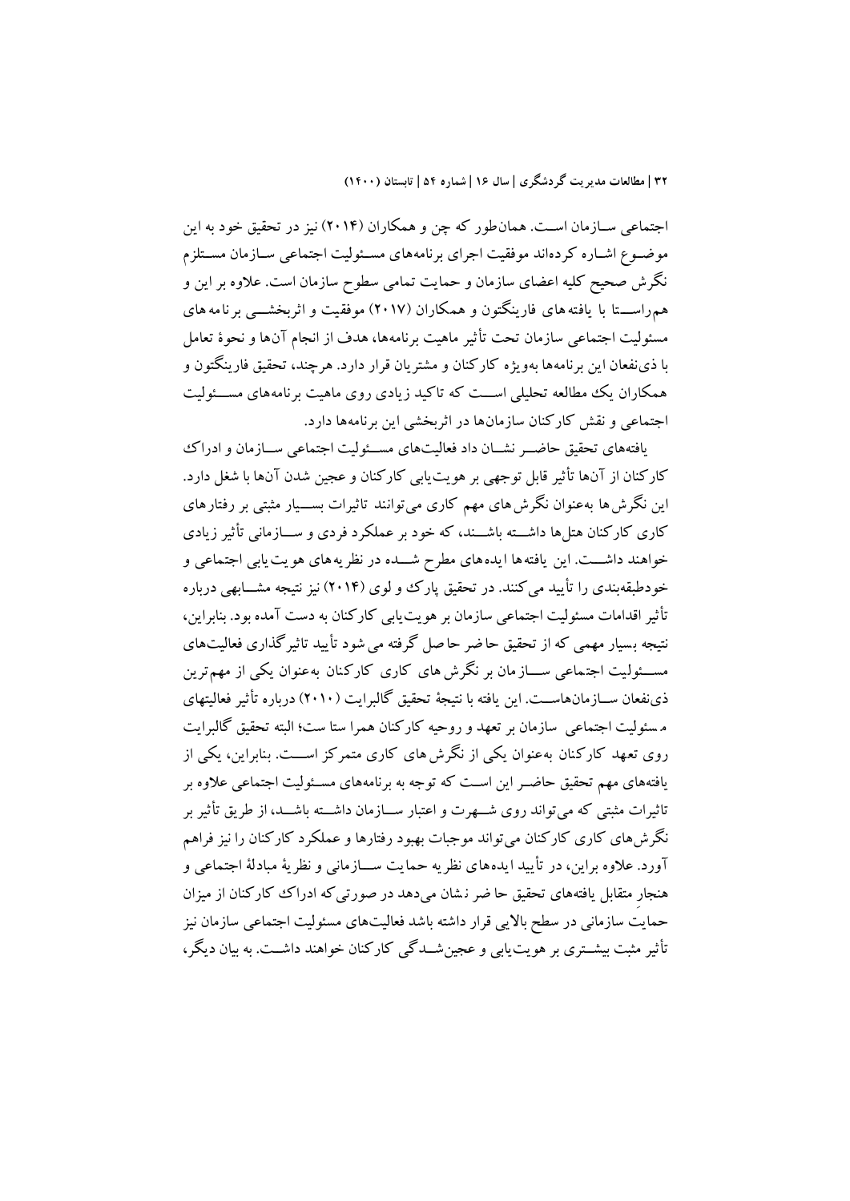اجتماعی سازمان است. همان‌طور که چن و همکاران (۲۰۱۴) نیز در تحقیق خود به این موضوع اشاره کرده‌اند موفقیت اجرای برنامه‌های مسئولیت اجتماعی سازمان مستلزم نگرش صحیح کلیه اعضای سازمان و حمایت تمامی سطوح سازمان است. علاوه بر این و هم‌راستا با یافته‌های فارینگتون و همکاران (۲۰۱۷) موفقیت و اثربخشی برنامه‌های مسئولیت اجتماعی سازمان تحت تأثیر ماهیت برنامه‌ها، هدف از انجام آن‌ها و نحوهٔ تعامل با ذی‌نفعان این برنامه‌ها به‌ویژه کارکنان و مشتریان قرار دارد. هرچند، تحقیق فارینگتون و همکاران یک مطالعه تحلیلی است که تاکید زیادی روی ماهیت برنامه‌های مسئولیت اجتماعی و نقش کارکنان سازمان‌ها در اثربخشی این برنامه‌ها دارد.

یافته‌های تحقیق حاضر نشان داد فعالیت‌های مسئولیت اجتماعی سازمان و ادراک کارکنان از آن‌ها تأثیر قابل توجهی بر هویت‌یابی کارکنان و عجین شدن آن‌ها با شغل دارد. این نگرش‌ها به‌عنوان نگرش‌های مهم کاری می‌توانند تاثیرات بسیار مثبتی بر رفتارهای کاری کارکنان هتل‌ها داشته باشند، که خود بر عملکرد فردی و سازمانی تأثیر زیادی خواهند داشت. این یافته‌ها ایده‌های مطرح شده در نظریه‌های هویت‌یابی اجتماعی و خودطبقه‌بندی را تأیید می‌کنند. در تحقیق پارک و لوی (۲۰۱۴) نیز نتیجه مشابهی درباره تأثیر اقدامات مسئولیت اجتماعی سازمان بر هویت‌یابی کارکنان به دست آمده بود. بنابراین، نتیجه بسیار مهمی که از تحقیق حاضر حاصل گرفته می شود تأیید تاثیرگذاری فعالیت‌های مسئولیت اجتماعی سازمان بر نگرش‌های کاری کارکنان به‌عنوان یکی از مهم‌ترین ذی‌نفعان سازمان‌هاست. این یافته با نتیجهٔ تحقیق گالبرایت (۲۰۱۰) درباره تأثیر فعالیتهای مسئولیت اجتماعی سازمان بر تعهد و روحیه کارکنان همراستا ست؛ البته تحقیق گالبرایت روی تعهد کارکنان به‌عنوان یکی از نگرش‌های کاری متمرکز است. بنابراین، یکی از یافته‌های مهم تحقیق حاضر این است که توجه به برنامه‌های مسئولیت اجتماعی علاوه بر تاثیرات مثبتی که می‌تواند روی شهرت و اعتبار سازمان داشته باشد، از طریق تأثیر بر نگرش‌های کاری کارکنان می‌تواند موجبات بهبود رفتارها و عملکرد کارکنان را نیز فراهم آورد. علاوه براین، در تأیید ایده‌های نظریه حمایت سازمانی و نظریهٔ مبادلهٔ اجتماعی و هنجارِ متقابل یافته‌های تحقیق حاضر نشان می‌دهد در صورتی‌که ادراک کارکنان از میزان حمایت سازمانی در سطح بالایی قرار داشته باشد فعالیت‌های مسئولیت اجتماعی سازمان نیز تأثیر مثبت بیشتری بر هویت‌یابی و عجین‌شدگی کارکنان خواهند داشت. به بیان دیگر،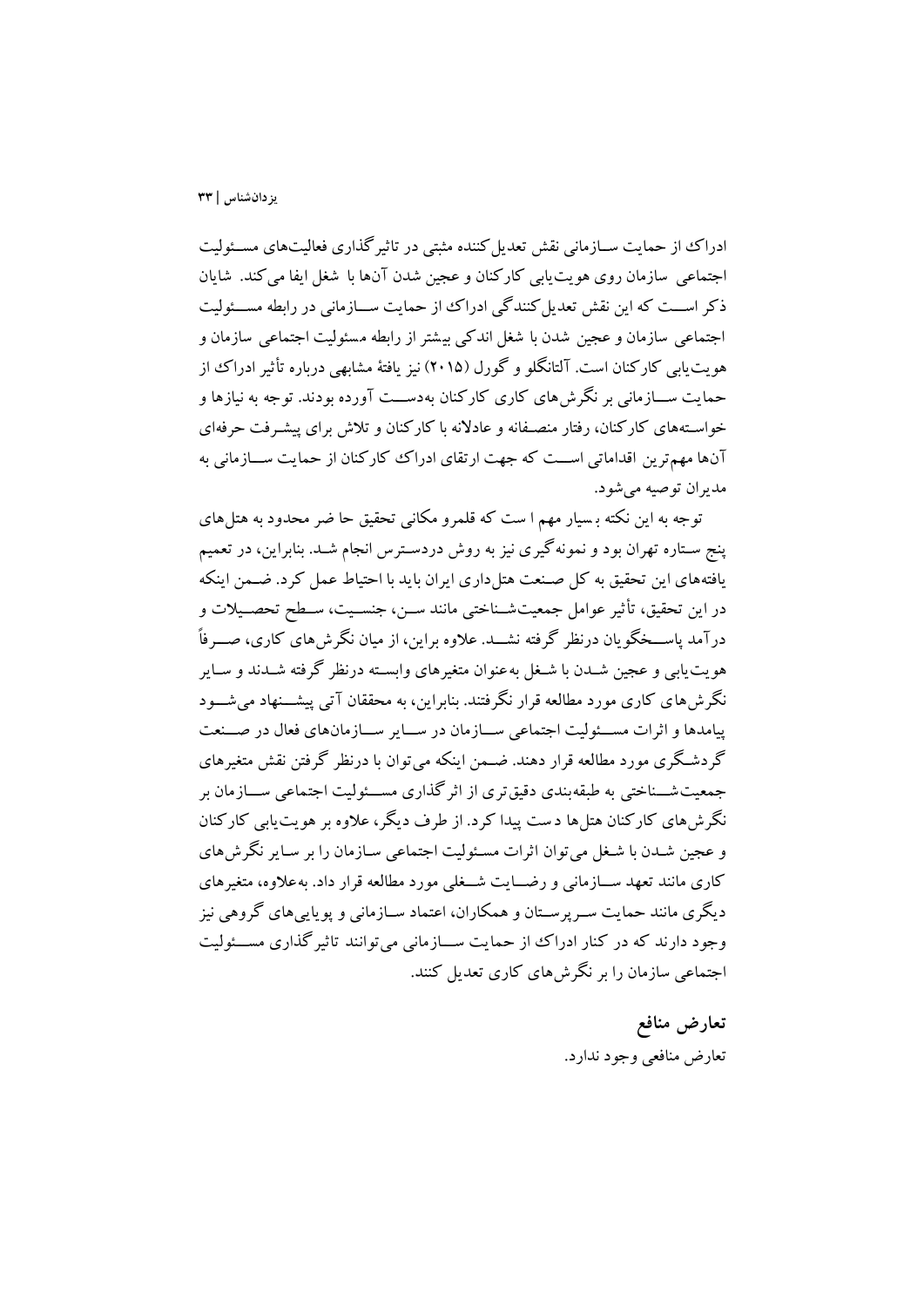ادراک از حمایت سازمانی نقش تعدیل‌کننده مثبتی در تاثیرگذاری فعالیت‌های مسئولیت اجتماعی سازمان روی هویت‌یابی کارکنان و عجین شدن آن‌ها با شغل ایفا می‌کند. شایان ذکر است که این نقش تعدیل‌کنندگی ادراک از حمایت سازمانی در رابطه مسئولیت اجتماعی سازمان و عجین شدن با شغل اندکی بیشتر از رابطه مسئولیت اجتماعی سازمان و هویت‌یابی کارکنان است. آلتانگلو و گورل (۲۰۱۵) نیز یافتهٔ مشابهی درباره تأثیر ادراک از حمایت سازمانی بر نگرش‌های کاری کارکنان به‌دست آورده بودند. توجه به نیازها و خواسته‌های کارکنان، رفتار منصفانه و عادلانه با کارکنان و تلاش برای پیشرفت حرفه‌ای آن‌ها مهم‌ترین اقداماتی است که جهت ارتقای ادراک کارکنان از حمایت سازمانی به مدیران توصیه می‌شود.

توجه به این نکته بسیار مهم است که قلمرو مکانی تحقیق حاضر محدود به هتل‌های پنج ستاره تهران بود و نمونه‌گیری نیز به روش دردسترس انجام شد. بنابراین، در تعمیم یافته‌های این تحقیق به کل صنعت هتل‌داری ایران باید با احتیاط عمل کرد. ضمن اینکه در این تحقیق، تأثیر عوامل جمعیت‌شناختی مانند سن، جنسیت، سطح تحصیلات و درآمد پاسخگویان درنظر گرفته نشد. علاوه براین، از میان نگرش‌های کاری، صرفاً هویت‌یابی و عجین شدن با شغل به‌عنوان متغیرهای وابسته درنظر گرفته شدند و سایر نگرش‌های کاری مورد مطالعه قرار نگرفتند. بنابراین، به محققان آتی پیشنهاد می‌شود پیامدها و اثرات مسئولیت اجتماعی سازمان در سایر سازمان‌های فعال در صنعت گردشگری مورد مطالعه قرار دهند. ضمن اینکه می‌توان با درنظر گرفتن نقش متغیرهای جمعیت‌شناختی به طبقه‌بندی دقیق‌تری از اثرگذاری مسئولیت اجتماعی سازمان بر نگرش‌های کارکنان هتل‌ها دست پیدا کرد. از طرف دیگر، علاوه بر هویت‌یابی کارکنان و عجین شدن با شغل می‌توان اثرات مسئولیت اجتماعی سازمان را بر سایر نگرش‌های کاری مانند تعهد سازمانی و رضایت شغلی مورد مطالعه قرار داد. به‌علاوه، متغیرهای دیگری مانند حمایت سرپرستان و همکاران، اعتماد سازمانی و پویایی‌های گروهی نیز وجود دارند که در کنار ادراک از حمایت سازمانی می‌توانند تاثیرگذاری مسئولیت اجتماعی سازمان را بر نگرش‌های کاری تعدیل کنند.

## تعارض منافع

تعارض منافعی وجود ندارد.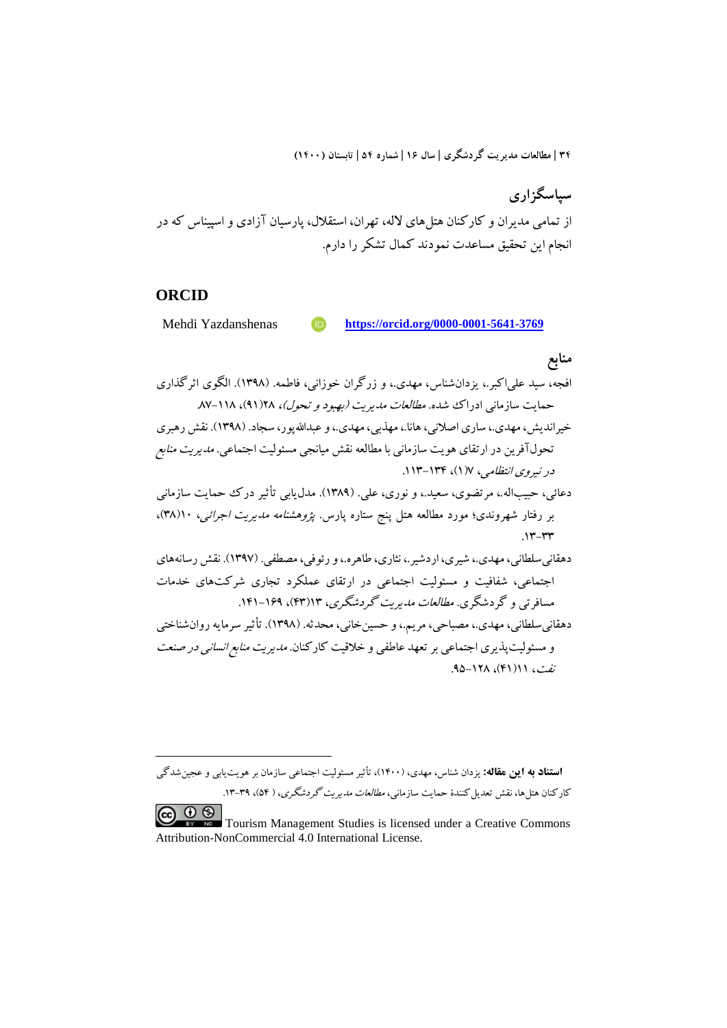## سپاسگزاری

از تمامی مدیران و کارکنان هتل‌های لاله، تهران، استقلال، پارسیان آزادی و اسپیناس که در انجام این تحقیق مساعدت نمودند کمال تشکر را دارم.

## ORCID

Mehdi Yazdanshenas https://orcid.org/0000-0001-5641-3769

## منابع

افجه، سید علی‌اکبر.، یزدان‌شناس، مهدی.، و زرگران خوزانی، فاطمه. (۱۳۹۸). الگوی اثرگذاری حمایت سازمانی ادراک شده. *مطالعات مدیریت (بهبود و تحول)*، ۲۸(۹۱)، ۱۱۸-۸۷.

خیراندیش، مهدی.، ساری اصلانی، هانا.، مهذبی، مهدی.، و عبدالله‌پور، سجاد. (۱۳۹۸). نقش رهبری تحول‌آفرین در ارتقای هویت سازمانی با مطالعه نقش میانجی مسئولیت اجتماعی. *مدیریت منابع در نیروی انتظامی*، ۷(۱)، ۱۳۴-۱۱۳.

دعائی، حبیب‌اله.، مرتضوی، سعید.، و نوری، علی. (۱۳۸۹). مدل‌یابی تأثیر درک حمایت سازمانی بر رفتار شهروندی؛ مورد مطالعه هتل پنج ستاره پارس. *پژوهشنامه مدیریت اجرائی*، ۱۰(۳۸)، ۳۳-۱۳.

دهقانی‌سلطانی، مهدی.، شیری، اردشیر.، نثاری، طاهره.، و رئوفی، مصطفی. (۱۳۹۷). نقش رسانه‌های اجتماعی، شفافیت و مسئولیت اجتماعی در ارتقای عملکرد تجاری شرکت‌های خدمات مسافرتی و گردشگری. *مطالعات مدیریت گردشگری*، ۱۳(۴۳)، ۱۶۹-۱۴۱.

دهقانی‌سلطانی، مهدی.، مصباحی، مریم.، و حسین‌خانی، محدثه. (۱۳۹۸). تأثیر سرمایه روان‌شناختی و مسئولیت‌پذیری اجتماعی بر تعهد عاطفی و خلاقیت کارکنان. *مدیریت منابع انسانی در صنعت نفت*، ۱۱(۴۱)، ۱۲۸-۹۵.

---

**استناد به این مقاله:** یزدان شناس، مهدی، (۱۴۰۰)، تأثیر مسئولیت اجتماعی سازمان بر هویت‌یابی و عجین‌شدگی کارکنان هتل‌ها، نقش تعدیل‌کنندهٔ حمایت سازمانی، *مطالعات مدیریت گردشگری*، (۵۴)، ۳۹-۱۳.

Tourism Management Studies is licensed under a Creative Commons Attribution-NonCommercial 4.0 International License.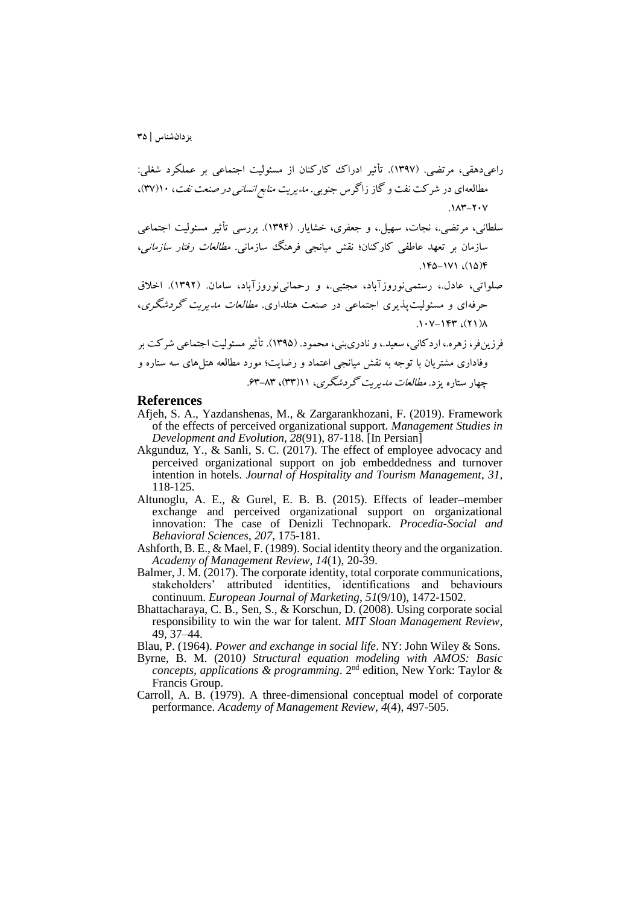راعی‌دهقی، مرتضی. (۱۳۹۷). تأثیر ادراک کارکنان از مسئولیت اجتماعی بر عملکرد شغلی: مطالعه‌ای در شرکت نفت و گاز زاگرس جنوبی. *مدیریت منابع انسانی در صنعت نفت*، ۱۰(۳۷)، ۲۰۷-۱۸۳.

سلطانی، مرتضی.، نجات، سهیل.، و جعفری، خشایار. (۱۳۹۴). بررسی تأثیر مسئولیت اجتماعی سازمان بر تعهد عاطفی کارکنان؛ نقش میانجی فرهنگ سازمانی. *مطالعات رفتار سازمانی*، ۴(۱۵)، ۱۷۱-۱۴۵.

صلواتی، عادل.، رستمی‌نوروزآباد، مجتبی.، و رحمانی‌نوروزآباد، سامان. (۱۳۹۲). اخلاق حرفه‌ای و مسئولیت‌پذیری اجتماعی در صنعت هتلداری. *مطالعات مدیریت گردشگری*، ۸(۲۱)، ۱۴۳-۱۰۷.

فرزین‌فر، زهره.، اردکانی، سعید.، و نادری‌بنی، محمود. (۱۳۹۵). تأثیر مسئولیت اجتماعی شرکت بر وفاداری مشتریان با توجه به نقش میانجی اعتماد و رضایت؛ مورد مطالعه هتل‌های سه ستاره و چهار ستاره یزد. *مطالعات مدیریت گردشگری*، ۱۱(۳۳)، ۸۳-۶۳.

## References

Afjeh, S. A., Yazdanshenas, M., & Zargarankhozani, F. (2019). Framework of the effects of perceived organizational support. *Management Studies in Development and Evolution*, *28*(91), 87-118. [In Persian]

Akgunduz, Y., & Sanli, S. C. (2017). The effect of employee advocacy and perceived organizational support on job embeddedness and turnover intention in hotels. *Journal of Hospitality and Tourism Management*, *31*, 118-125.

Altunoglu, A. E., & Gurel, E. B. B. (2015). Effects of leader–member exchange and perceived organizational support on organizational innovation: The case of Denizli Technopark. *Procedia-Social and Behavioral Sciences*, *207*, 175-181.

Ashforth, B. E., & Mael, F. (1989). Social identity theory and the organization. *Academy of Management Review*, *14*(1), 20-39.

Balmer, J. M. (2017). The corporate identity, total corporate communications, stakeholders' attributed identities, identifications and behaviours continuum. *European Journal of Marketing*, *51*(9/10), 1472-1502.

Bhattacharaya, C. B., Sen, S., & Korschun, D. (2008). Using corporate social responsibility to win the war for talent. *MIT Sloan Management Review*, 49, 37–44.

Blau, P. (1964). *Power and exchange in social life*. NY: John Wiley & Sons.

Byrne, B. M. (2010*) Structural equation modeling with AMOS: Basic concepts, applications & programming*. 2nd edition, New York: Taylor & Francis Group.

Carroll, A. B. (1979). A three-dimensional conceptual model of corporate performance. *Academy of Management Review*, *4*(4), 497-505.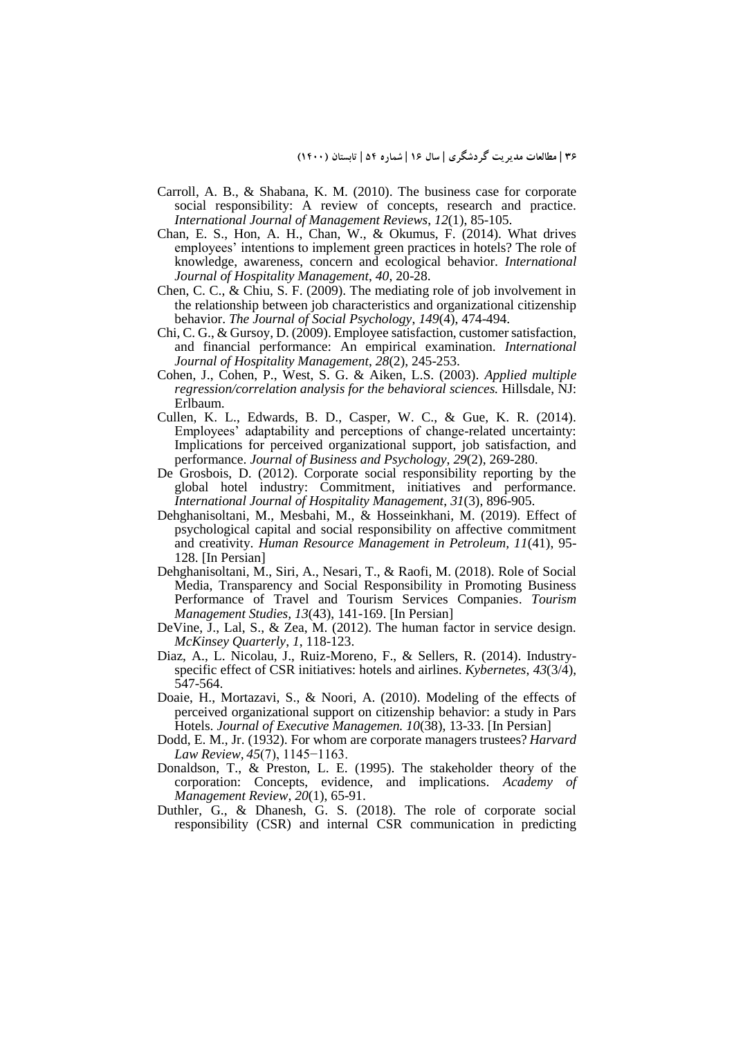Carroll, A. B., & Shabana, K. M. (2010). The business case for corporate social responsibility: A review of concepts, research and practice. *International Journal of Management Reviews*, *12*(1), 85-105.

Chan, E. S., Hon, A. H., Chan, W., & Okumus, F. (2014). What drives employees' intentions to implement green practices in hotels? The role of knowledge, awareness, concern and ecological behavior. *International Journal of Hospitality Management*, *40*, 20-28.

Chen, C. C., & Chiu, S. F. (2009). The mediating role of job involvement in the relationship between job characteristics and organizational citizenship behavior. *The Journal of Social Psychology*, *149*(4), 474-494.

Chi, C. G., & Gursoy, D. (2009). Employee satisfaction, customer satisfaction, and financial performance: An empirical examination. *International Journal of Hospitality Management*, *28*(2), 245-253.

Cohen, J., Cohen, P., West, S. G. & Aiken, L.S. (2003). *Applied multiple regression/correlation analysis for the behavioral sciences.* Hillsdale, NJ: Erlbaum.

Cullen, K. L., Edwards, B. D., Casper, W. C., & Gue, K. R. (2014). Employees' adaptability and perceptions of change-related uncertainty: Implications for perceived organizational support, job satisfaction, and performance. *Journal of Business and Psychology*, *29*(2), 269-280.

De Grosbois, D. (2012). Corporate social responsibility reporting by the global hotel industry: Commitment, initiatives and performance. *International Journal of Hospitality Management*, *31*(3), 896-905.

Dehghanisoltani, M., Mesbahi, M., & Hosseinkhani, M. (2019). Effect of psychological capital and social responsibility on affective commitment and creativity. *Human Resource Management in Petroleum*, *11*(41), 95-128. [In Persian]

Dehghanisoltani, M., Siri, A., Nesari, T., & Raofi, M. (2018). Role of Social Media, Transparency and Social Responsibility in Promoting Business Performance of Travel and Tourism Services Companies. *Tourism Management Studies*, *13*(43), 141-169. [In Persian]

DeVine, J., Lal, S., & Zea, M. (2012). The human factor in service design. *McKinsey Quarterly*, *1*, 118-123.

Diaz, A., L. Nicolau, J., Ruiz-Moreno, F., & Sellers, R. (2014). Industry-specific effect of CSR initiatives: hotels and airlines. *Kybernetes*, *43*(3/4), 547-564.

Doaie, H., Mortazavi, S., & Noori, A. (2010). Modeling of the effects of perceived organizational support on citizenship behavior: a study in Pars Hotels. *Journal of Executive Managemen. 10*(38), 13-33. [In Persian]

Dodd, E. M., Jr. (1932). For whom are corporate managers trustees? *Harvard Law Review, 45*(7), 1145−1163.

Donaldson, T., & Preston, L. E. (1995). The stakeholder theory of the corporation: Concepts, evidence, and implications. *Academy of Management Review*, *20*(1), 65-91.

Duthler, G., & Dhanesh, G. S. (2018). The role of corporate social responsibility (CSR) and internal CSR communication in predicting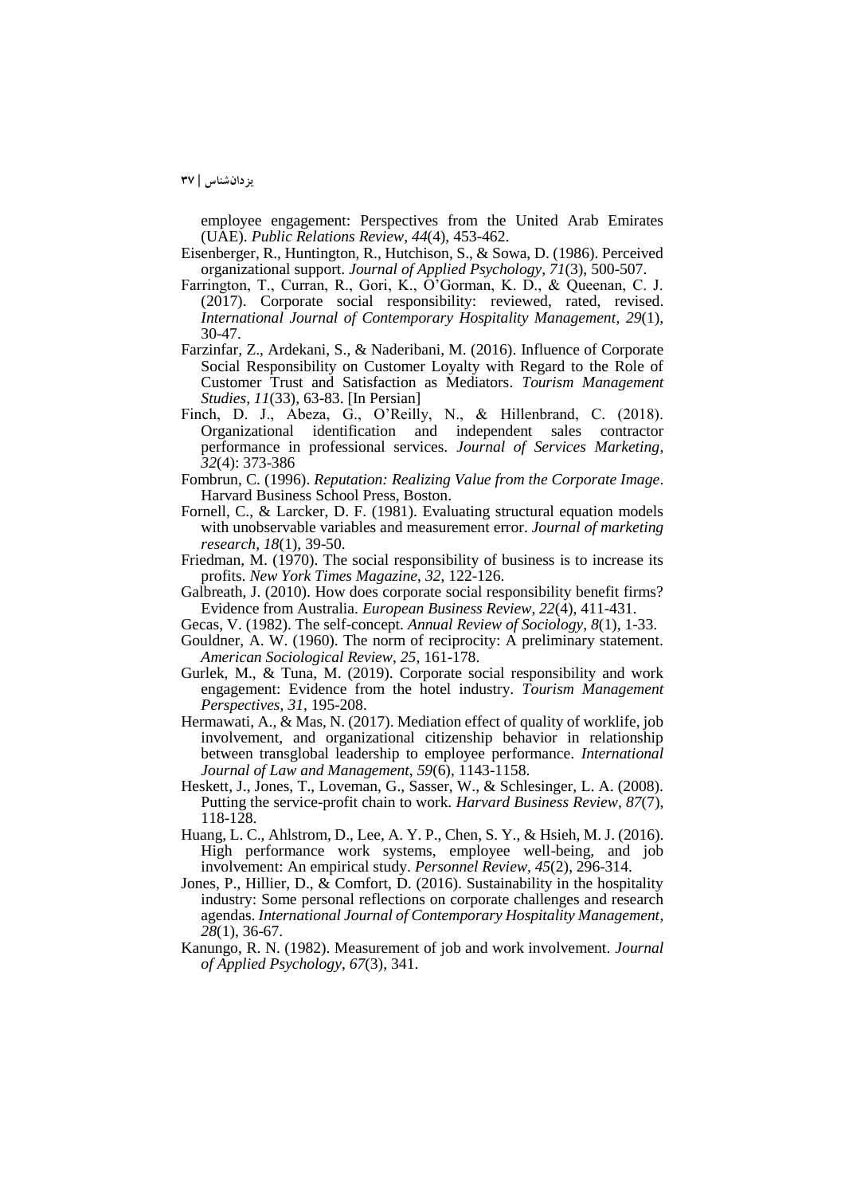employee engagement: Perspectives from the United Arab Emirates (UAE). *Public Relations Review*, *44*(4), 453-462.

Eisenberger, R., Huntington, R., Hutchison, S., & Sowa, D. (1986). Perceived organizational support. *Journal of Applied Psychology*, *71*(3), 500-507.

Farrington, T., Curran, R., Gori, K., O'Gorman, K. D., & Queenan, C. J. (2017). Corporate social responsibility: reviewed, rated, revised. *International Journal of Contemporary Hospitality Management*, *29*(1), 30-47.

Farzinfar, Z., Ardekani, S., & Naderibani, M. (2016). Influence of Corporate Social Responsibility on Customer Loyalty with Regard to the Role of Customer Trust and Satisfaction as Mediators. *Tourism Management Studies*, *11*(33), 63-83. [In Persian]

Finch, D. J., Abeza, G., O'Reilly, N., & Hillenbrand, C. (2018). Organizational identification and independent sales contractor performance in professional services. *Journal of Services Marketing*, *32*(4): 373-386

Fombrun, C. (1996). *Reputation: Realizing Value from the Corporate Image*. Harvard Business School Press, Boston.

Fornell, C., & Larcker, D. F. (1981). Evaluating structural equation models with unobservable variables and measurement error. *Journal of marketing research*, *18*(1), 39-50.

Friedman, M. (1970). The social responsibility of business is to increase its profits. *New York Times Magazine*, *32*, 122-126.

Galbreath, J. (2010). How does corporate social responsibility benefit firms? Evidence from Australia. *European Business Review*, *22*(4), 411-431.

Gecas, V. (1982). The self-concept. *Annual Review of Sociology*, *8*(1), 1-33.

Gouldner, A. W. (1960). The norm of reciprocity: A preliminary statement. *American Sociological Review*, *25*, 161-178.

Gurlek, M., & Tuna, M. (2019). Corporate social responsibility and work engagement: Evidence from the hotel industry. *Tourism Management Perspectives*, *31*, 195-208.

Hermawati, A., & Mas, N. (2017). Mediation effect of quality of worklife, job involvement, and organizational citizenship behavior in relationship between transglobal leadership to employee performance. *International Journal of Law and Management*, *59*(6), 1143-1158.

Heskett, J., Jones, T., Loveman, G., Sasser, W., & Schlesinger, L. A. (2008). Putting the service-profit chain to work. *Harvard Business Review*, *87*(7), 118-128.

Huang, L. C., Ahlstrom, D., Lee, A. Y. P., Chen, S. Y., & Hsieh, M. J. (2016). High performance work systems, employee well-being, and job involvement: An empirical study. *Personnel Review*, *45*(2), 296-314.

Jones, P., Hillier, D., & Comfort, D. (2016). Sustainability in the hospitality industry: Some personal reflections on corporate challenges and research agendas. *International Journal of Contemporary Hospitality Management*, *28*(1), 36-67.

Kanungo, R. N. (1982). Measurement of job and work involvement. *Journal of Applied Psychology*, *67*(3), 341.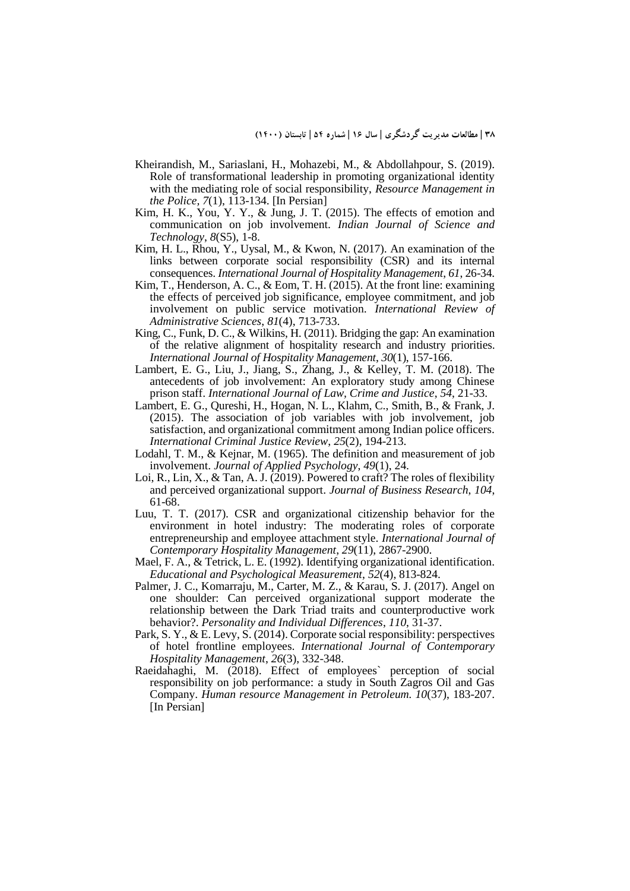Kheirandish, M., Sariaslani, H., Mohazebi, M., & Abdollahpour, S. (2019). Role of transformational leadership in promoting organizational identity with the mediating role of social responsibility, *Resource Management in the Police, 7*(1), 113-134. [In Persian]

Kim, H. K., You, Y. Y., & Jung, J. T. (2015). The effects of emotion and communication on job involvement. *Indian Journal of Science and Technology*, *8*(S5), 1-8.

Kim, H. L., Rhou, Y., Uysal, M., & Kwon, N. (2017). An examination of the links between corporate social responsibility (CSR) and its internal consequences. *International Journal of Hospitality Management*, *61*, 26-34.

Kim, T., Henderson, A. C., & Eom, T. H. (2015). At the front line: examining the effects of perceived job significance, employee commitment, and job involvement on public service motivation. *International Review of Administrative Sciences*, *81*(4), 713-733.

King, C., Funk, D. C., & Wilkins, H. (2011). Bridging the gap: An examination of the relative alignment of hospitality research and industry priorities. *International Journal of Hospitality Management*, *30*(1), 157-166.

Lambert, E. G., Liu, J., Jiang, S., Zhang, J., & Kelley, T. M. (2018). The antecedents of job involvement: An exploratory study among Chinese prison staff. *International Journal of Law, Crime and Justice*, *54*, 21-33.

Lambert, E. G., Qureshi, H., Hogan, N. L., Klahm, C., Smith, B., & Frank, J. (2015). The association of job variables with job involvement, job satisfaction, and organizational commitment among Indian police officers. *International Criminal Justice Review*, *25*(2), 194-213.

Lodahl, T. M., & Kejnar, M. (1965). The definition and measurement of job involvement. *Journal of Applied Psychology*, *49*(1), 24.

Loi, R., Lin, X., & Tan, A. J. (2019). Powered to craft? The roles of flexibility and perceived organizational support. *Journal of Business Research, 104*, 61-68.

Luu, T. T. (2017). CSR and organizational citizenship behavior for the environment in hotel industry: The moderating roles of corporate entrepreneurship and employee attachment style. *International Journal of Contemporary Hospitality Management*, *29*(11), 2867-2900.

Mael, F. A., & Tetrick, L. E. (1992). Identifying organizational identification. *Educational and Psychological Measurement*, *52*(4), 813-824.

Palmer, J. C., Komarraju, M., Carter, M. Z., & Karau, S. J. (2017). Angel on one shoulder: Can perceived organizational support moderate the relationship between the Dark Triad traits and counterproductive work behavior?. *Personality and Individual Differences*, *110*, 31-37.

Park, S. Y., & E. Levy, S. (2014). Corporate social responsibility: perspectives of hotel frontline employees. *International Journal of Contemporary Hospitality Management*, *26*(3), 332-348.

Raeidahaghi, M. (2018). Effect of employees` perception of social responsibility on job performance: a study in South Zagros Oil and Gas Company. *Human resource Management in Petroleum. 10*(37), 183-207. [In Persian]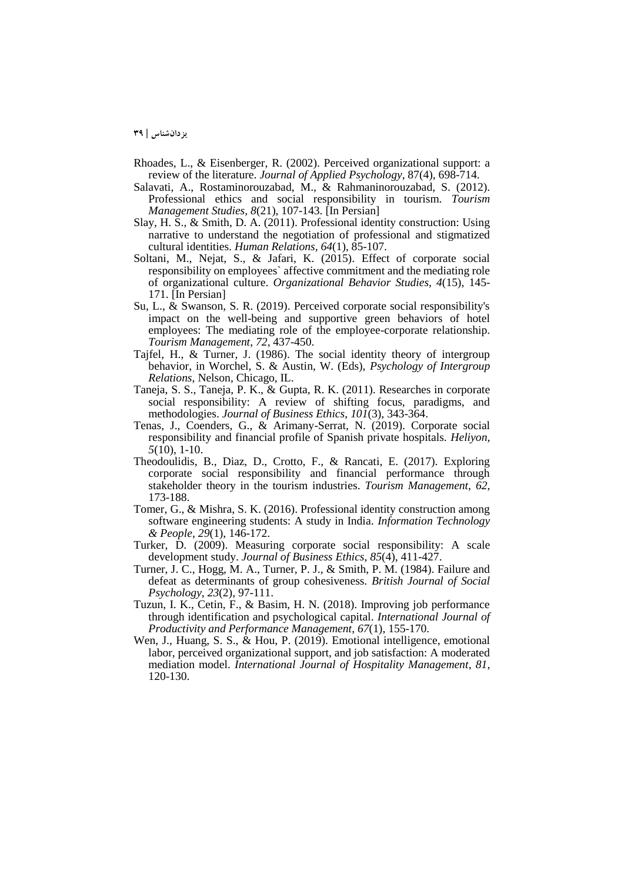Rhoades, L., & Eisenberger, R. (2002). Perceived organizational support: a review of the literature. *Journal of Applied Psychology*, 87(4), 698-714.

Salavati, A., Rostaminorouzabad, M., & Rahmaninorouzabad, S. (2012). Professional ethics and social responsibility in tourism. *Tourism Management Studies*, *8*(21), 107-143. [In Persian]

Slay, H. S., & Smith, D. A. (2011). Professional identity construction: Using narrative to understand the negotiation of professional and stigmatized cultural identities. *Human Relations*, *64*(1), 85-107.

Soltani, M., Nejat, S., & Jafari, K. (2015). Effect of corporate social responsibility on employees` affective commitment and the mediating role of organizational culture. *Organizational Behavior Studies*, *4*(15), 145-171. [In Persian]

Su, L., & Swanson, S. R. (2019). Perceived corporate social responsibility's impact on the well-being and supportive green behaviors of hotel employees: The mediating role of the employee-corporate relationship. *Tourism Management*, *72*, 437-450.

Tajfel, H., & Turner, J. (1986). The social identity theory of intergroup behavior, in Worchel, S. & Austin, W. (Eds), *Psychology of Intergroup Relations*, Nelson, Chicago, IL.

Taneja, S. S., Taneja, P. K., & Gupta, R. K. (2011). Researches in corporate social responsibility: A review of shifting focus, paradigms, and methodologies. *Journal of Business Ethics*, *101*(3), 343-364.

Tenas, J., Coenders, G., & Arimany-Serrat, N. (2019). Corporate social responsibility and financial profile of Spanish private hospitals. *Heliyon*, *5*(10), 1-10.

Theodoulidis, B., Diaz, D., Crotto, F., & Rancati, E. (2017). Exploring corporate social responsibility and financial performance through stakeholder theory in the tourism industries. *Tourism Management*, *62*, 173-188.

Tomer, G., & Mishra, S. K. (2016). Professional identity construction among software engineering students: A study in India. *Information Technology & People*, *29*(1), 146-172.

Turker, D. (2009). Measuring corporate social responsibility: A scale development study. *Journal of Business Ethics*, *85*(4), 411-427.

Turner, J. C., Hogg, M. A., Turner, P. J., & Smith, P. M. (1984). Failure and defeat as determinants of group cohesiveness. *British Journal of Social Psychology*, *23*(2), 97-111.

Tuzun, I. K., Cetin, F., & Basim, H. N. (2018). Improving job performance through identification and psychological capital. *International Journal of Productivity and Performance Management*, *67*(1), 155-170.

Wen, J., Huang, S. S., & Hou, P. (2019). Emotional intelligence, emotional labor, perceived organizational support, and job satisfaction: A moderated mediation model. *International Journal of Hospitality Management*, *81*, 120-130.